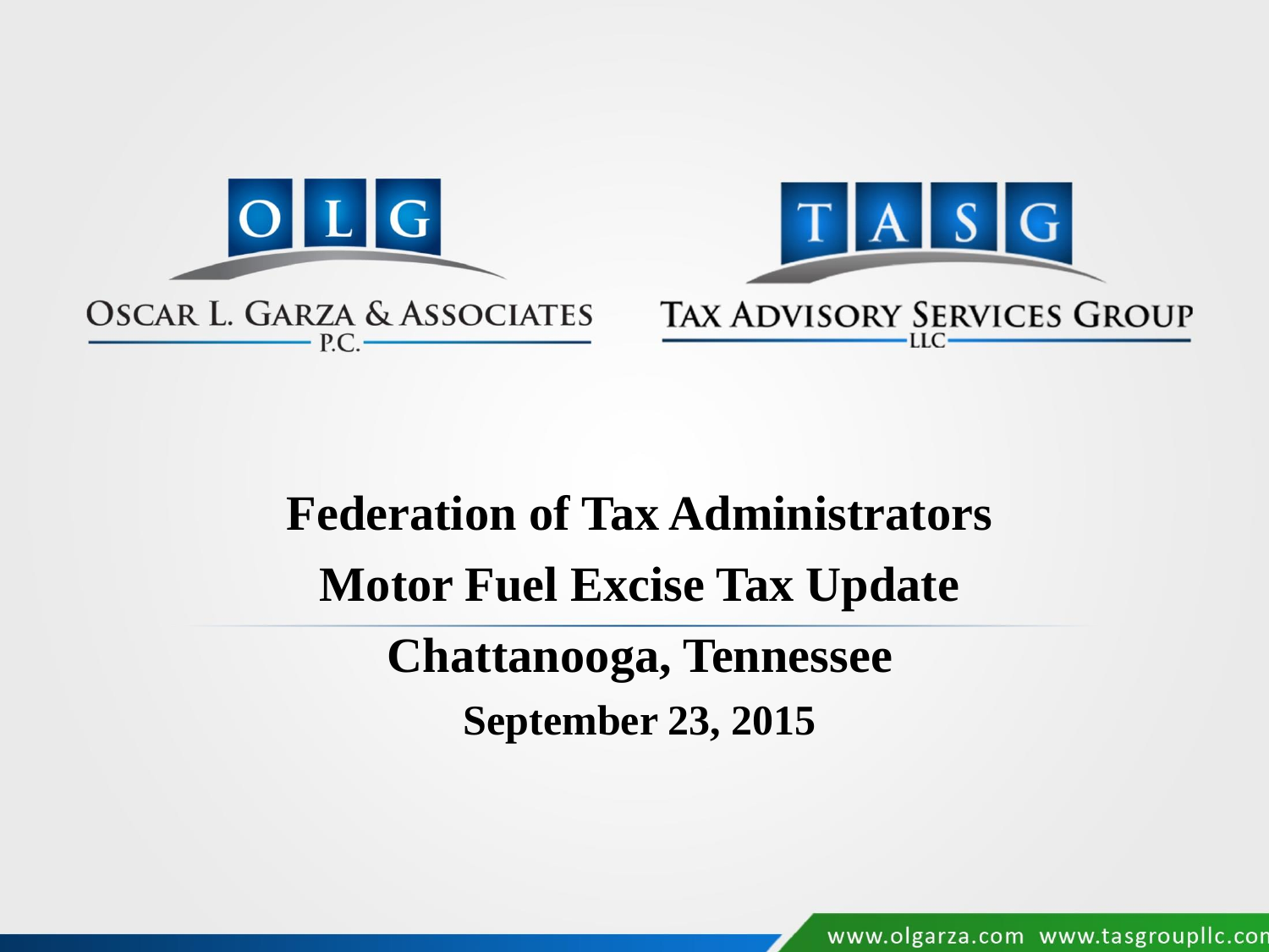OLG

OSCAR L. GARZA & ASSOCIATES P.C.

TASG

TAX ADVISORY SERVICES GROUP LLC

# Federation of Tax Administrators

# Motor Fuel Excise Tax Update

## Chattanooga, Tennessee

**September 23, 2015**

www.olgarza.com www.tasgroupllc.com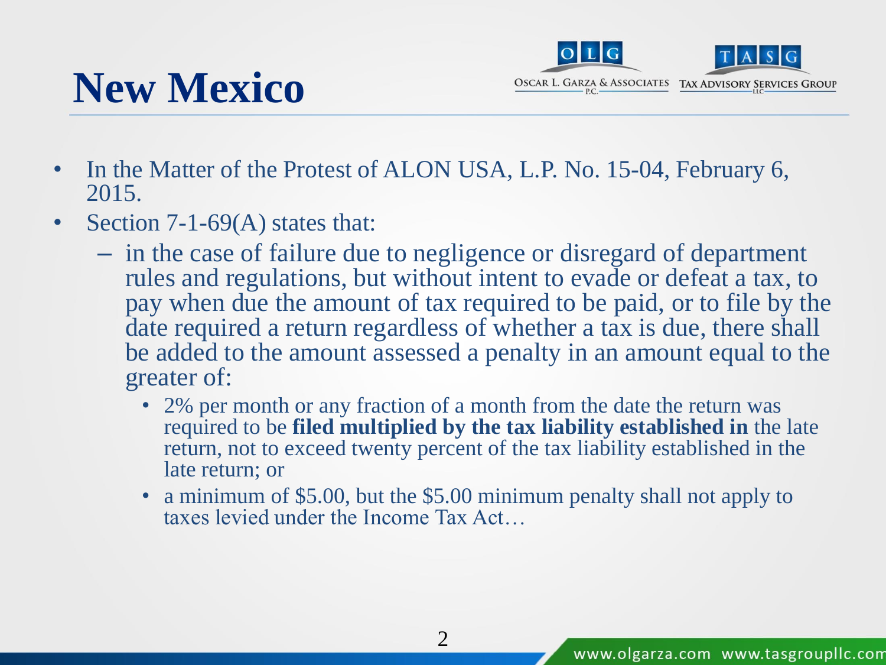# New Mexico

- In the Matter of the Protest of ALON USA, L.P. No. 15-04, February 6, 2015.
- Section 7-1-69(A) states that:
  - in the case of failure due to negligence or disregard of department rules and regulations, but without intent to evade or defeat a tax, to pay when due the amount of tax required to be paid, or to file by the date required a return regardless of whether a tax is due, there shall be added to the amount assessed a penalty in an amount equal to the greater of:
    - 2% per month or any fraction of a month from the date the return was required to be **filed multiplied by the tax liability established in** the late return, not to exceed twenty percent of the tax liability established in the late return; or
    - a minimum of $5.00, but the $5.00 minimum penalty shall not apply to taxes levied under the Income Tax Act…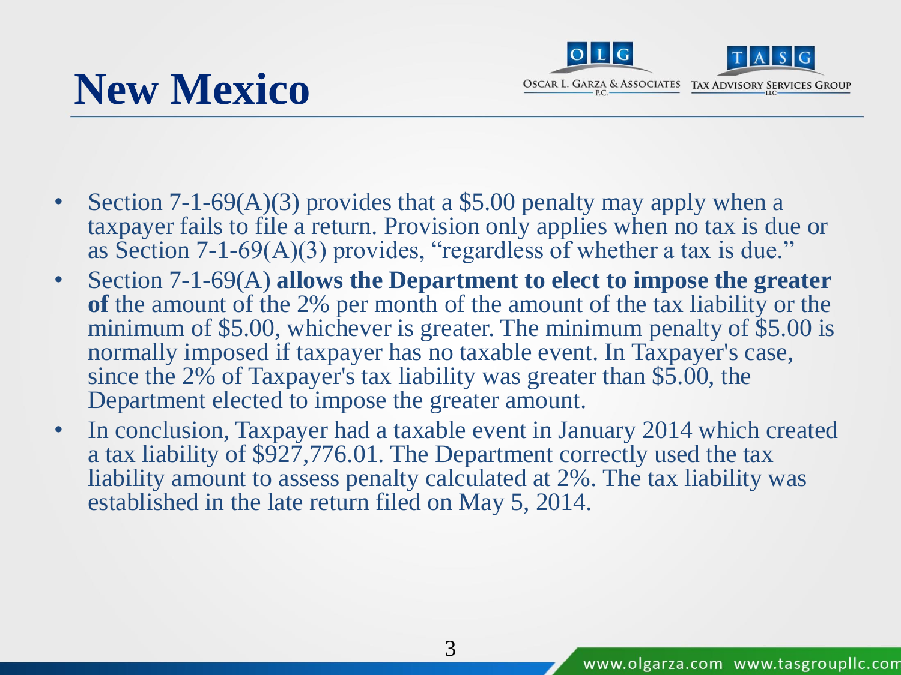# New Mexico

- Section 7-1-69(A)(3) provides that a $5.00 penalty may apply when a taxpayer fails to file a return. Provision only applies when no tax is due or as Section 7-1-69(A)(3) provides, "regardless of whether a tax is due."
- Section 7-1-69(A) **allows the Department to elect to impose the greater of** the amount of the 2% per month of the amount of the tax liability or the minimum of $5.00, whichever is greater. The minimum penalty of $5.00 is normally imposed if taxpayer has no taxable event. In Taxpayer's case, since the 2% of Taxpayer's tax liability was greater than $5.00, the Department elected to impose the greater amount.
- In conclusion, Taxpayer had a taxable event in January 2014 which created a tax liability of $927,776.01. The Department correctly used the tax liability amount to assess penalty calculated at 2%. The tax liability was established in the late return filed on May 5, 2014.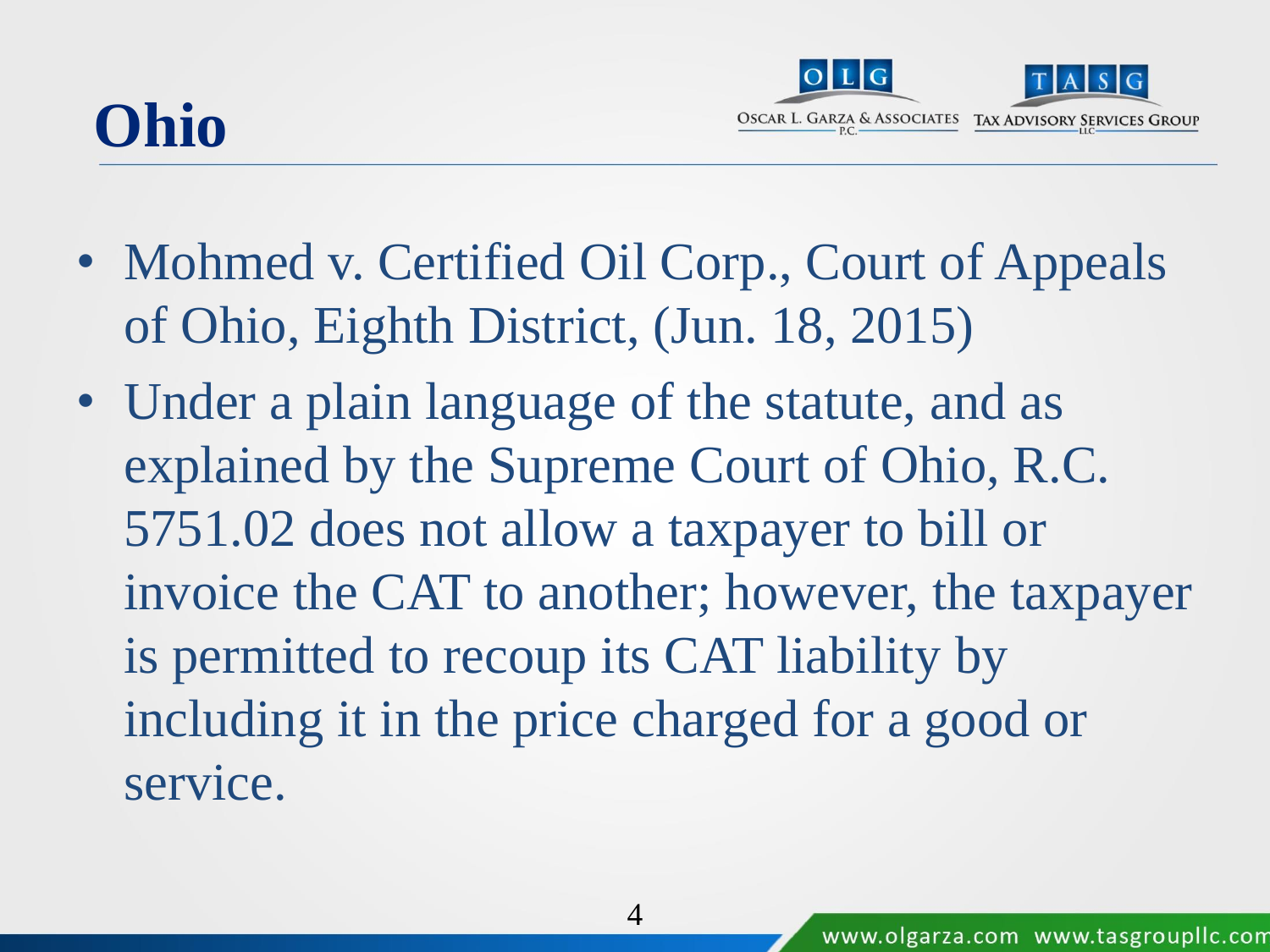# Ohio

- Mohmed v. Certified Oil Corp., Court of Appeals of Ohio, Eighth District, (Jun. 18, 2015)
- Under a plain language of the statute, and as explained by the Supreme Court of Ohio, R.C. 5751.02 does not allow a taxpayer to bill or invoice the CAT to another; however, the taxpayer is permitted to recoup its CAT liability by including it in the price charged for a good or service.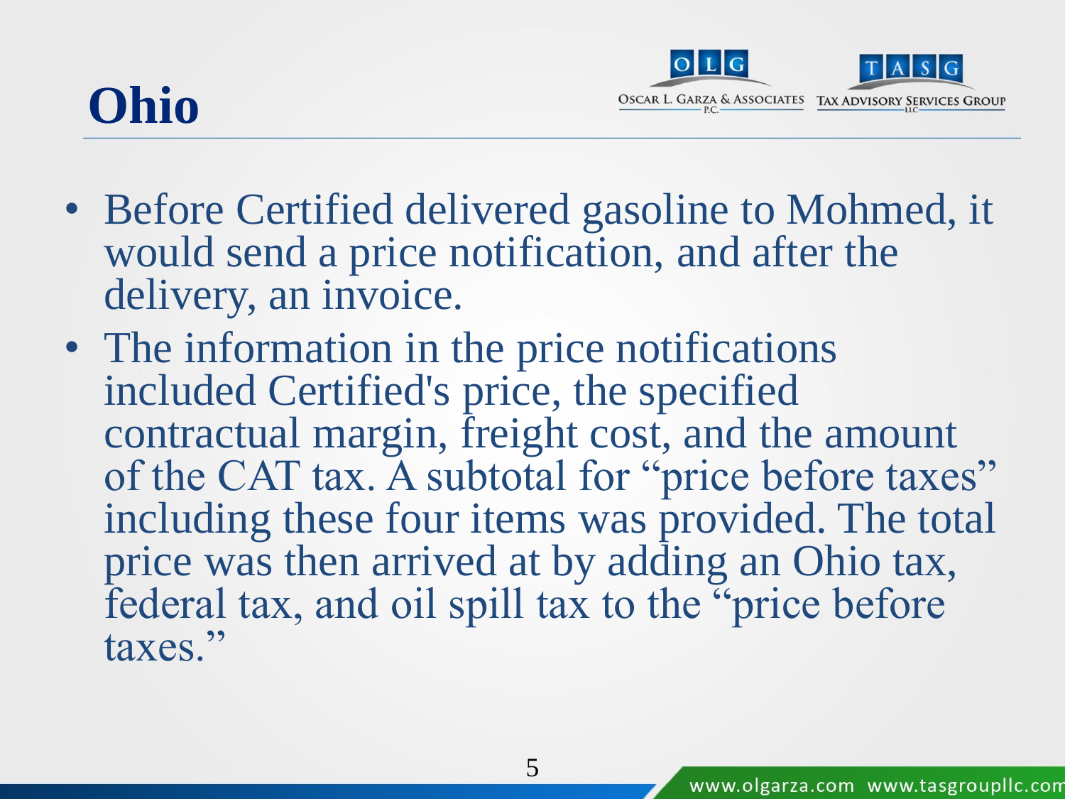# Ohio

- Before Certified delivered gasoline to Mohmed, it would send a price notification, and after the delivery, an invoice.
- The information in the price notifications included Certified's price, the specified contractual margin, freight cost, and the amount of the CAT tax. A subtotal for "price before taxes" including these four items was provided. The total price was then arrived at by adding an Ohio tax, federal tax, and oil spill tax to the "price before taxes."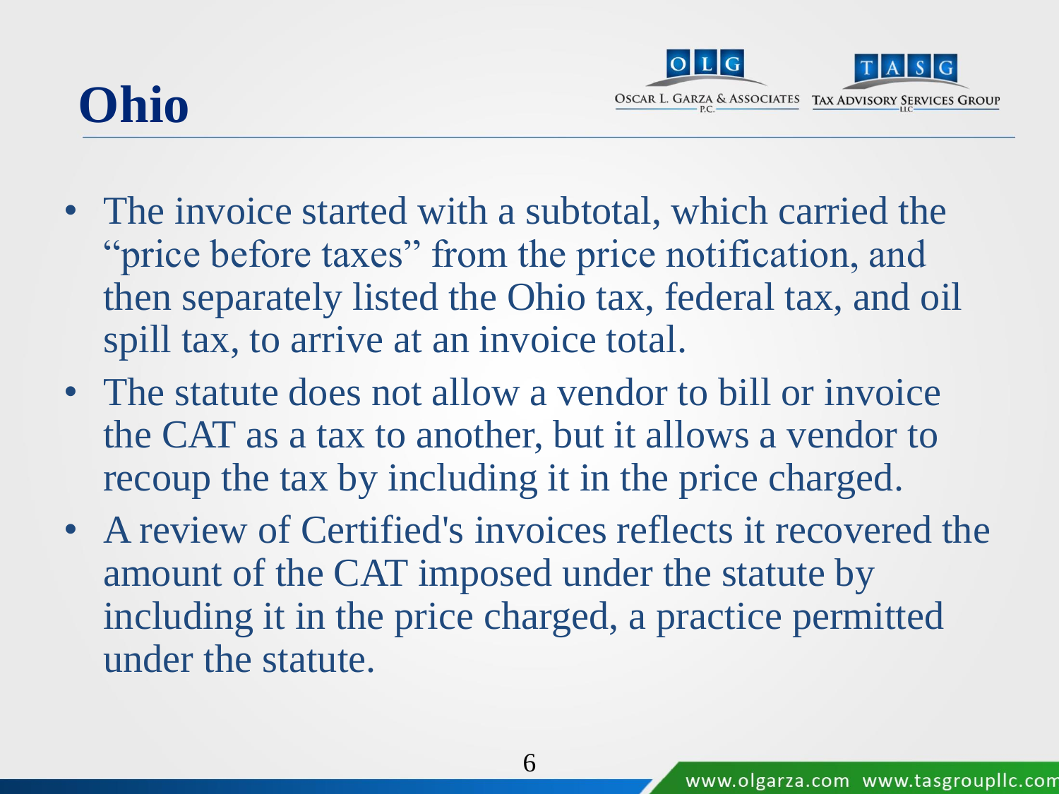# Ohio

- The invoice started with a subtotal, which carried the “price before taxes” from the price notification, and then separately listed the Ohio tax, federal tax, and oil spill tax, to arrive at an invoice total.
- The statute does not allow a vendor to bill or invoice the CAT as a tax to another, but it allows a vendor to recoup the tax by including it in the price charged.
- A review of Certified's invoices reflects it recovered the amount of the CAT imposed under the statute by including it in the price charged, a practice permitted under the statute.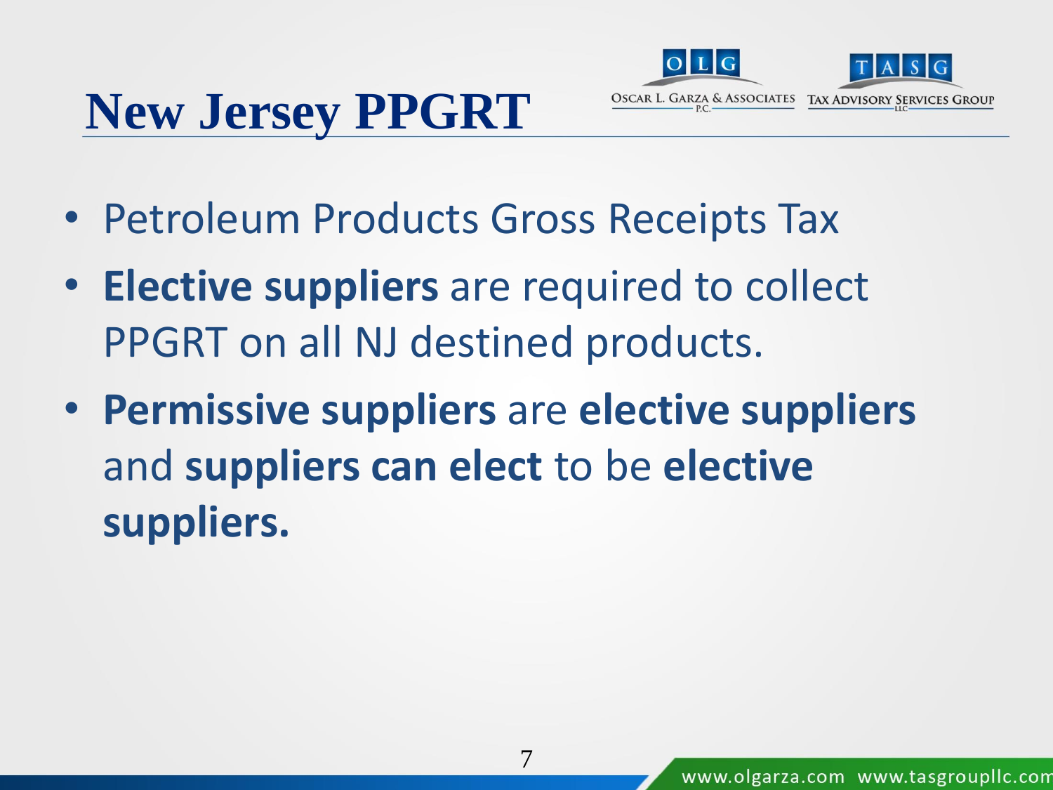# New Jersey PPGRT

- Petroleum Products Gross Receipts Tax
- **Elective suppliers** are required to collect PPGRT on all NJ destined products.
- **Permissive suppliers** are **elective suppliers** and **suppliers can elect** to be **elective suppliers.**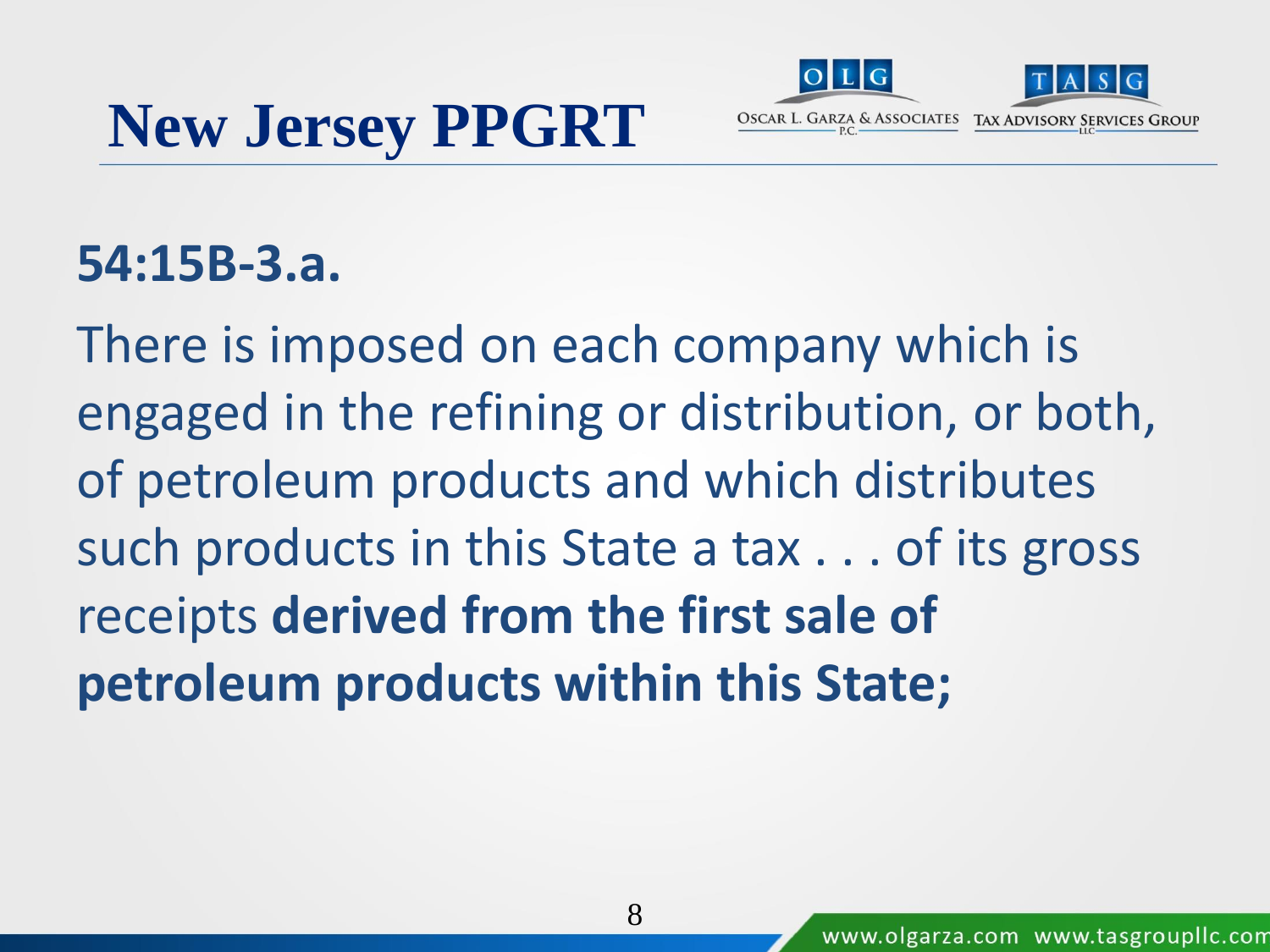# New Jersey PPGRT

**54:15B-3.a.**

There is imposed on each company which is engaged in the refining or distribution, or both, of petroleum products and which distributes such products in this State a tax . . . of its gross receipts **derived from the first sale of petroleum products within this State;**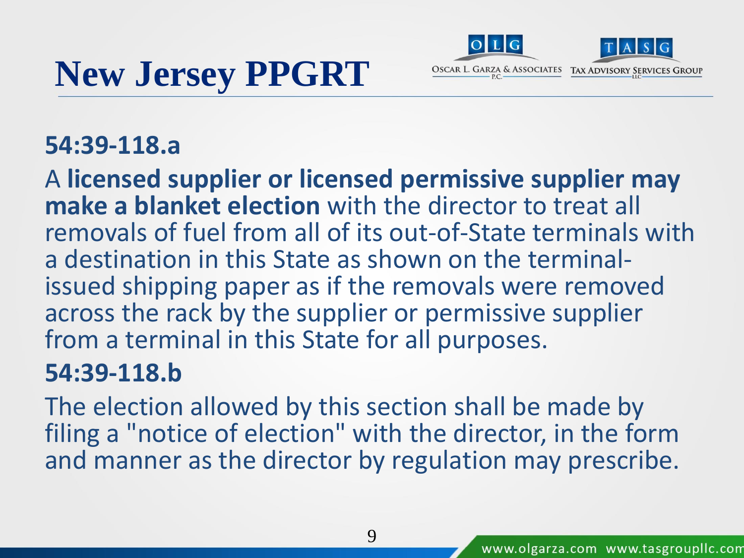# New Jersey PPGRT

**54:39-118.a**

A **licensed supplier or licensed permissive supplier may make a blanket election** with the director to treat all removals of fuel from all of its out-of-State terminals with a destination in this State as shown on the terminal-issued shipping paper as if the removals were removed across the rack by the supplier or permissive supplier from a terminal in this State for all purposes.

**54:39-118.b**

The election allowed by this section shall be made by filing a "notice of election" with the director, in the form and manner as the director by regulation may prescribe.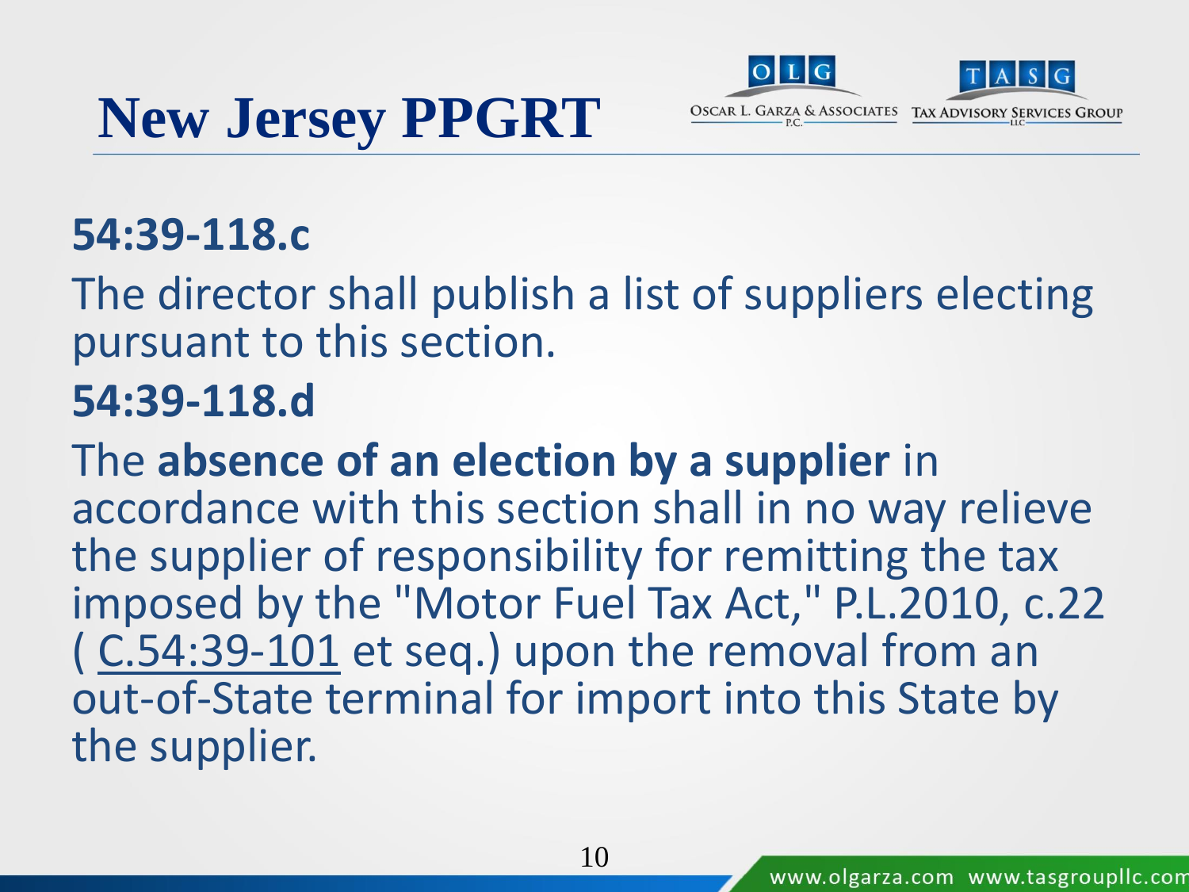# New Jersey PPGRT

**54:39-118.c**

The director shall publish a list of suppliers electing pursuant to this section.

**54:39-118.d**

The **absence of an election by a supplier** in accordance with this section shall in no way relieve the supplier of responsibility for remitting the tax imposed by the "Motor Fuel Tax Act," P.L.2010, c.22 ( C.54:39-101 et seq.) upon the removal from an out-of-State terminal for import into this State by the supplier.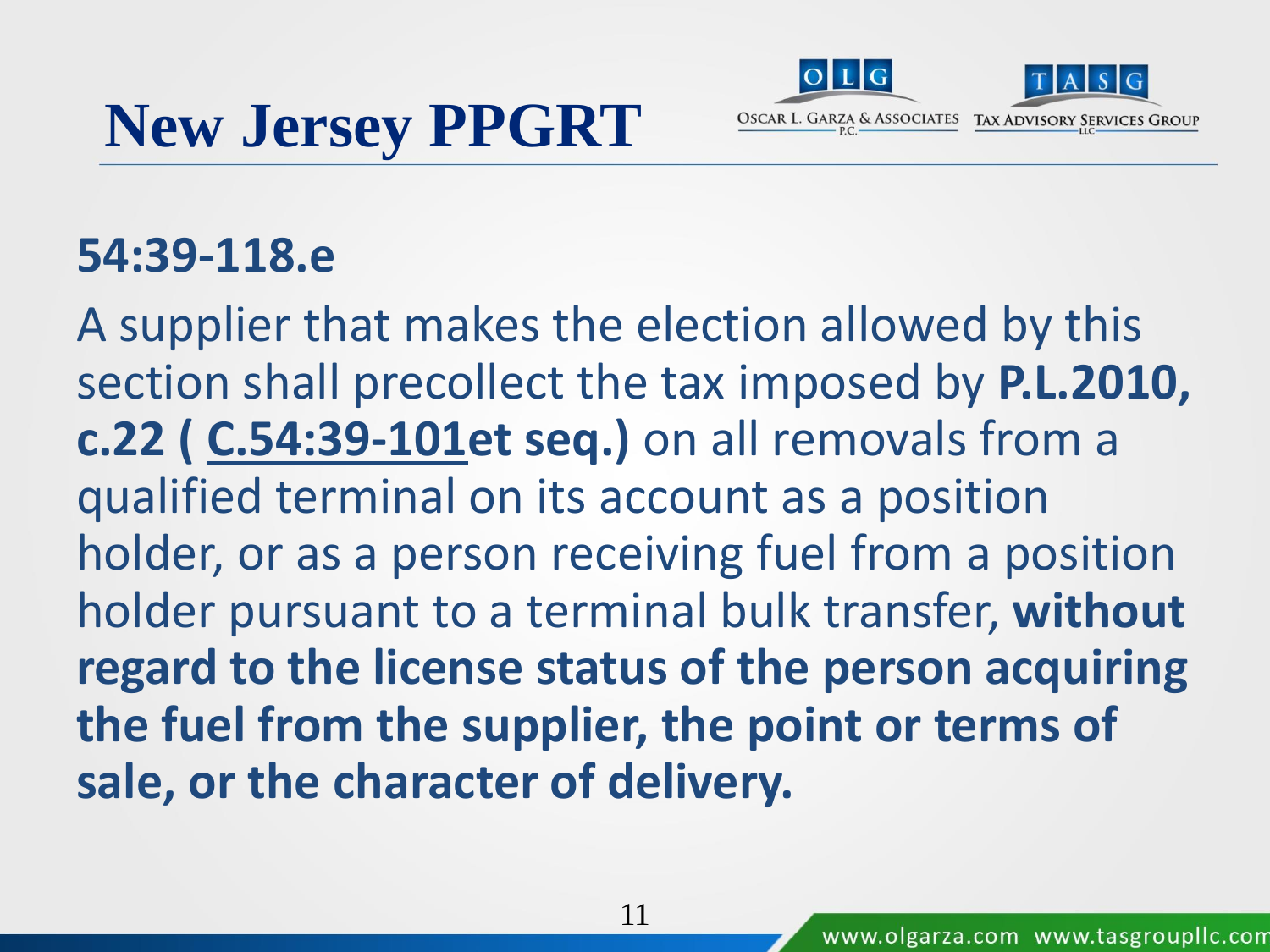# New Jersey PPGRT

**54:39-118.e**

A supplier that makes the election allowed by this section shall precollect the tax imposed by **P.L.2010, c.22 ( C.54:39-101et seq.)** on all removals from a qualified terminal on its account as a position holder, or as a person receiving fuel from a position holder pursuant to a terminal bulk transfer, **without regard to the license status of the person acquiring the fuel from the supplier, the point or terms of sale, or the character of delivery.**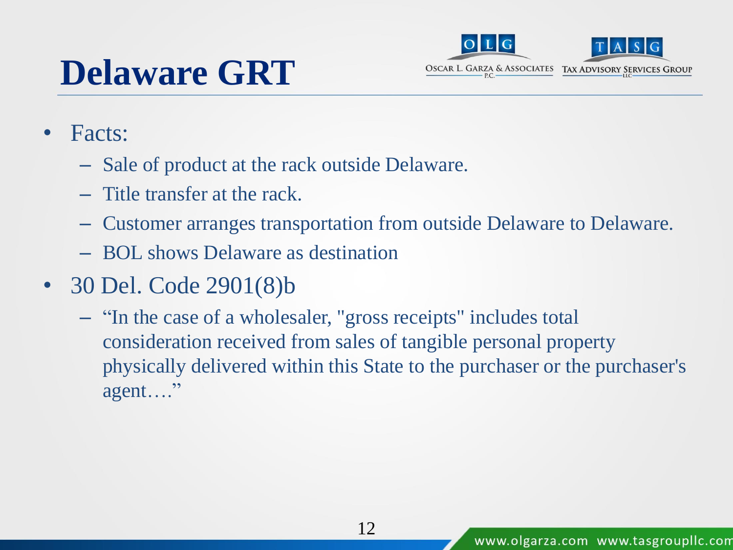# Delaware GRT

- Facts:
  - Sale of product at the rack outside Delaware.
  - Title transfer at the rack.
  - Customer arranges transportation from outside Delaware to Delaware.
  - BOL shows Delaware as destination
- 30 Del. Code 2901(8)b
  - "In the case of a wholesaler, "gross receipts" includes total consideration received from sales of tangible personal property physically delivered within this State to the purchaser or the purchaser's agent…."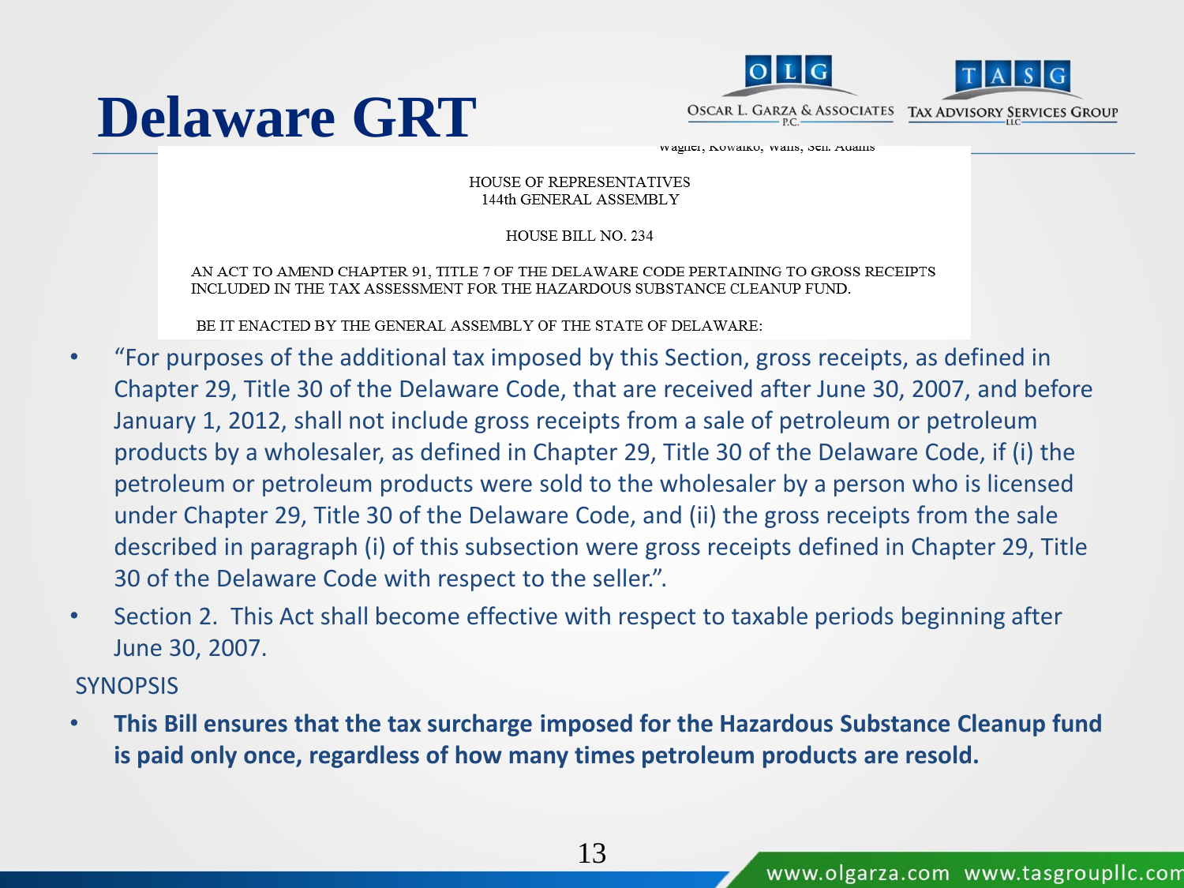# Delaware GRT

Wagner, Kowalko, Walls, Sen. Adams

HOUSE OF REPRESENTATIVES
144th GENERAL ASSEMBLY

HOUSE BILL NO. 234

AN ACT TO AMEND CHAPTER 91, TITLE 7 OF THE DELAWARE CODE PERTAINING TO GROSS RECEIPTS INCLUDED IN THE TAX ASSESSMENT FOR THE HAZARDOUS SUBSTANCE CLEANUP FUND.

BE IT ENACTED BY THE GENERAL ASSEMBLY OF THE STATE OF DELAWARE:

- "For purposes of the additional tax imposed by this Section, gross receipts, as defined in Chapter 29, Title 30 of the Delaware Code, that are received after June 30, 2007, and before January 1, 2012, shall not include gross receipts from a sale of petroleum or petroleum products by a wholesaler, as defined in Chapter 29, Title 30 of the Delaware Code, if (i) the petroleum or petroleum products were sold to the wholesaler by a person who is licensed under Chapter 29, Title 30 of the Delaware Code, and (ii) the gross receipts from the sale described in paragraph (i) of this subsection were gross receipts defined in Chapter 29, Title 30 of the Delaware Code with respect to the seller.".
- Section 2. This Act shall become effective with respect to taxable periods beginning after June 30, 2007.

SYNOPSIS

- **This Bill ensures that the tax surcharge imposed for the Hazardous Substance Cleanup fund is paid only once, regardless of how many times petroleum products are resold.**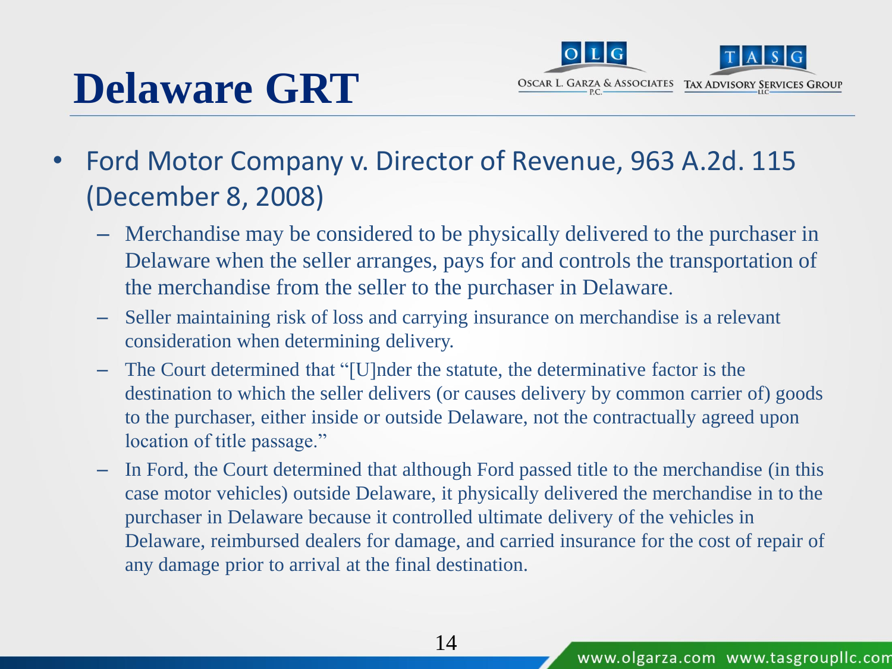# Delaware GRT

- Ford Motor Company v. Director of Revenue, 963 A.2d. 115 (December 8, 2008)
  - Merchandise may be considered to be physically delivered to the purchaser in Delaware when the seller arranges, pays for and controls the transportation of the merchandise from the seller to the purchaser in Delaware.
  - Seller maintaining risk of loss and carrying insurance on merchandise is a relevant consideration when determining delivery.
  - The Court determined that "[U]nder the statute, the determinative factor is the destination to which the seller delivers (or causes delivery by common carrier of) goods to the purchaser, either inside or outside Delaware, not the contractually agreed upon location of title passage."
  - In Ford, the Court determined that although Ford passed title to the merchandise (in this case motor vehicles) outside Delaware, it physically delivered the merchandise in to the purchaser in Delaware because it controlled ultimate delivery of the vehicles in Delaware, reimbursed dealers for damage, and carried insurance for the cost of repair of any damage prior to arrival at the final destination.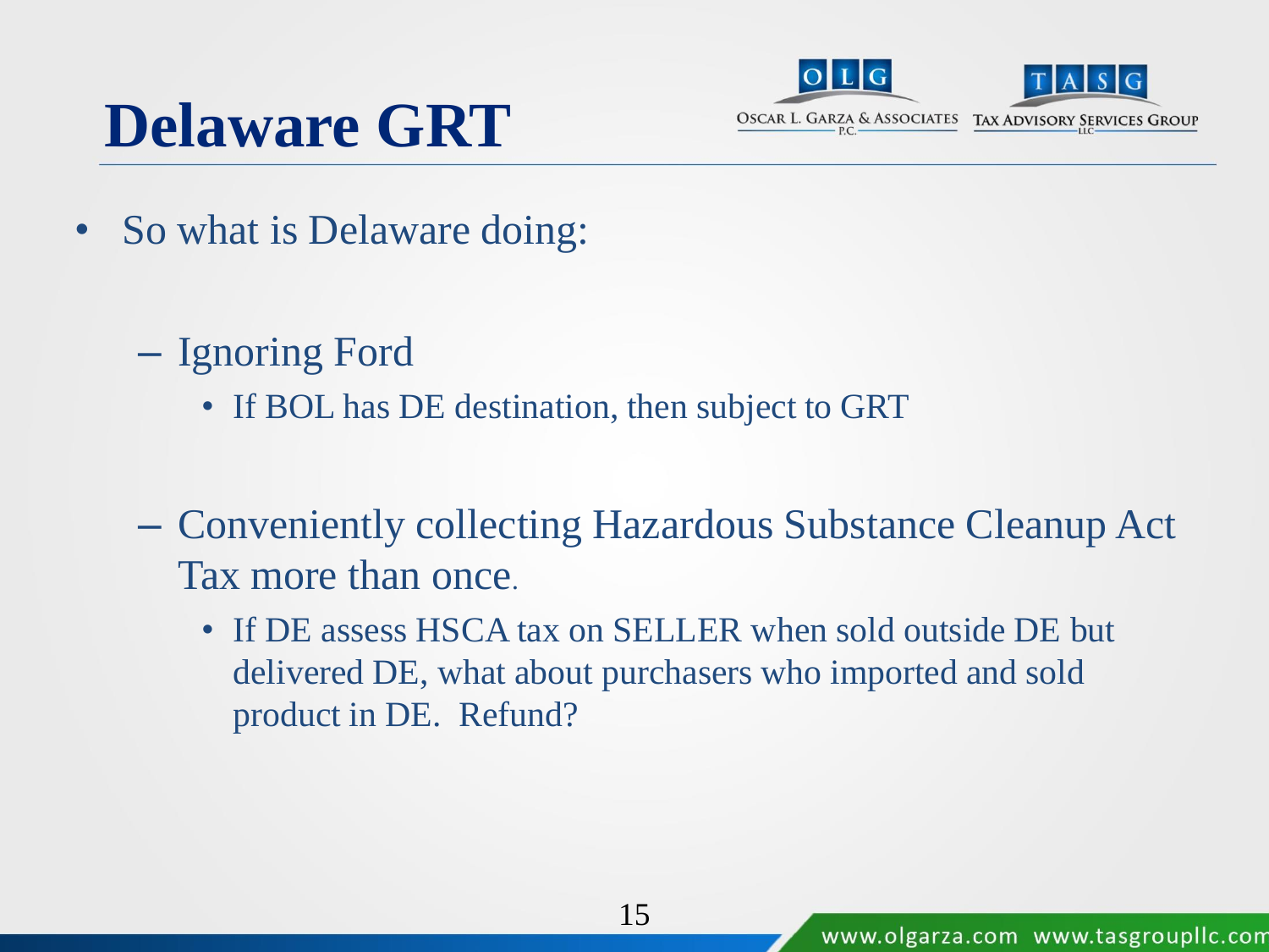# Delaware GRT

- So what is Delaware doing:
  - Ignoring Ford
    - If BOL has DE destination, then subject to GRT
  - Conveniently collecting Hazardous Substance Cleanup Act Tax more than once.
    - If DE assess HSCA tax on SELLER when sold outside DE but delivered DE, what about purchasers who imported and sold product in DE. Refund?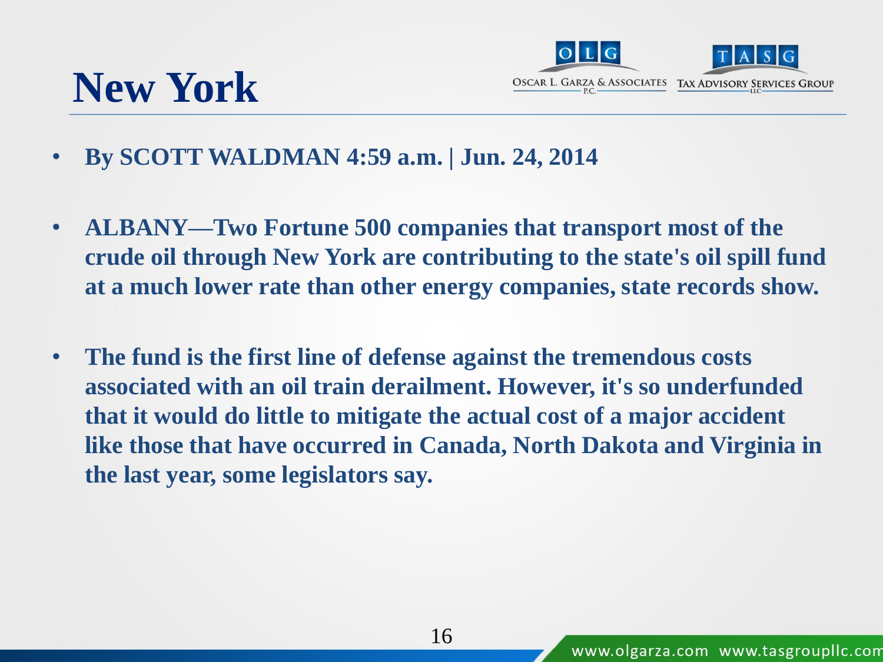# New York

- **By SCOTT WALDMAN 4:59 a.m. | Jun. 24, 2014**
- **ALBANY—Two Fortune 500 companies that transport most of the crude oil through New York are contributing to the state's oil spill fund at a much lower rate than other energy companies, state records show.**
- **The fund is the first line of defense against the tremendous costs associated with an oil train derailment. However, it's so underfunded that it would do little to mitigate the actual cost of a major accident like those that have occurred in Canada, North Dakota and Virginia in the last year, some legislators say.**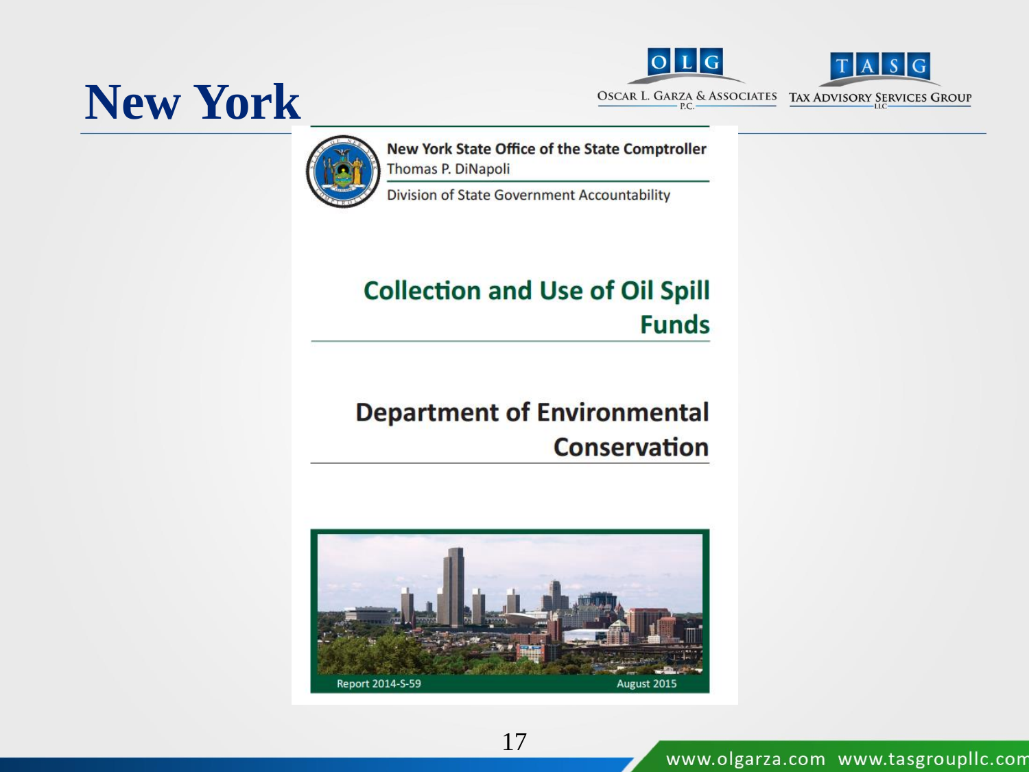# New York

New York State Office of the State Comptroller
Thomas P. DiNapoli

Division of State Government Accountability

## Collection and Use of Oil Spill Funds

## Department of Environmental Conservation

Report 2014-S-59

August 2015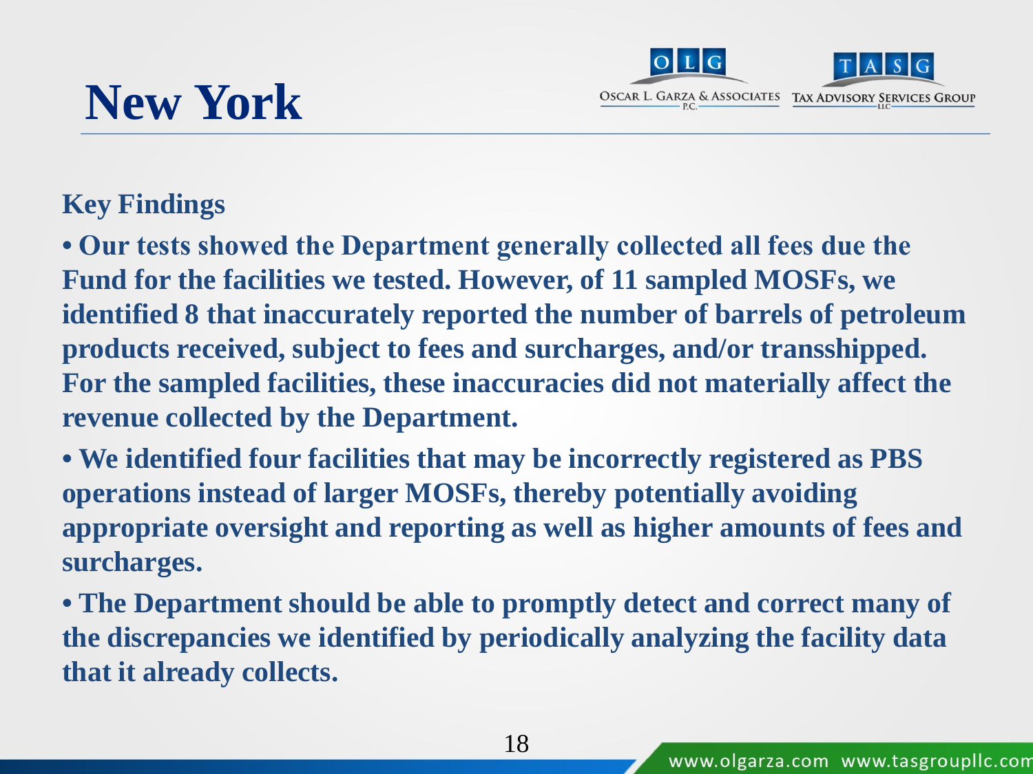# New York

**Key Findings**

- **Our tests showed the Department generally collected all fees due the Fund for the facilities we tested. However, of 11 sampled MOSFs, we identified 8 that inaccurately reported the number of barrels of petroleum products received, subject to fees and surcharges, and/or transshipped. For the sampled facilities, these inaccuracies did not materially affect the revenue collected by the Department.**
- **We identified four facilities that may be incorrectly registered as PBS operations instead of larger MOSFs, thereby potentially avoiding appropriate oversight and reporting as well as higher amounts of fees and surcharges.**
- **The Department should be able to promptly detect and correct many of the discrepancies we identified by periodically analyzing the facility data that it already collects.**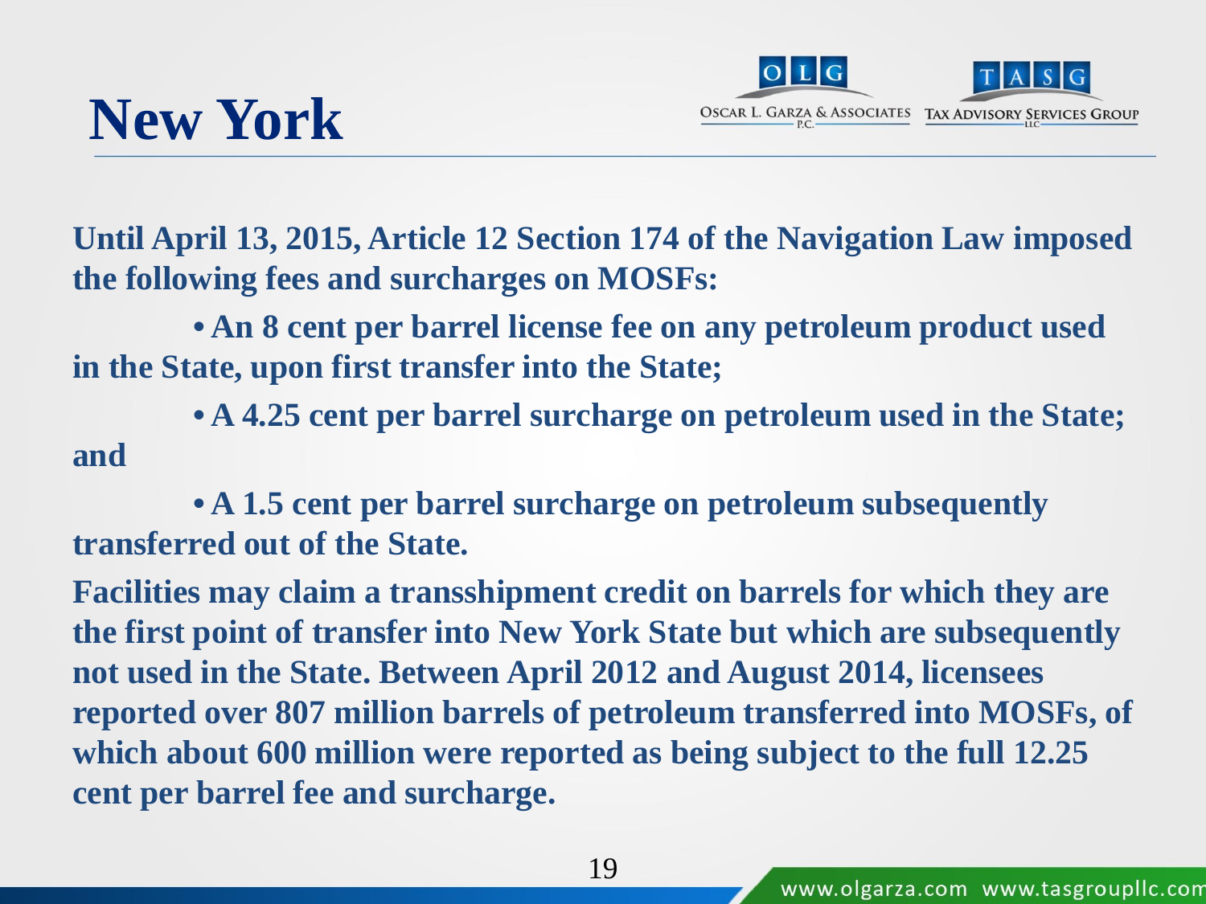# New York

**Until April 13, 2015, Article 12 Section 174 of the Navigation Law imposed the following fees and surcharges on MOSFs:**

- **An 8 cent per barrel license fee on any petroleum product used in the State, upon first transfer into the State;**
- **A 4.25 cent per barrel surcharge on petroleum used in the State; and**
- **A 1.5 cent per barrel surcharge on petroleum subsequently transferred out of the State.**

**Facilities may claim a transshipment credit on barrels for which they are the first point of transfer into New York State but which are subsequently not used in the State. Between April 2012 and August 2014, licensees reported over 807 million barrels of petroleum transferred into MOSFs, of which about 600 million were reported as being subject to the full 12.25 cent per barrel fee and surcharge.**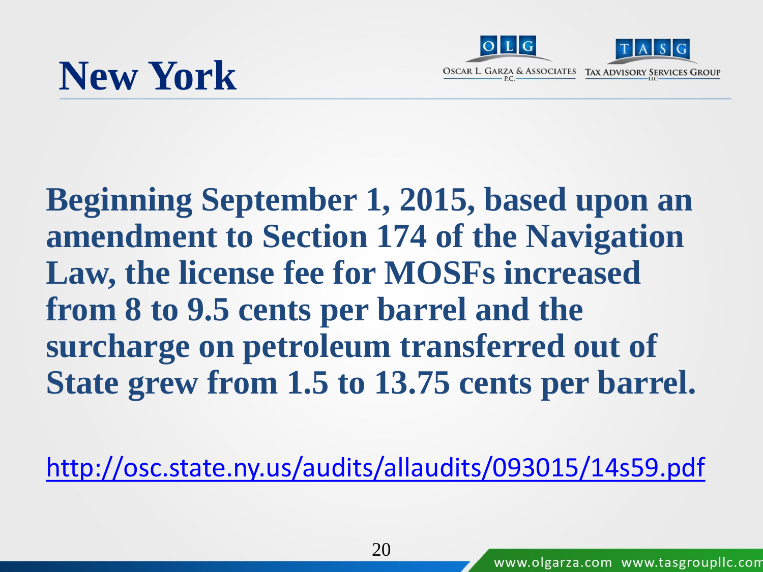# New York

**Beginning September 1, 2015, based upon an amendment to Section 174 of the Navigation Law, the license fee for MOSFs increased from 8 to 9.5 cents per barrel and the surcharge on petroleum transferred out of State grew from 1.5 to 13.75 cents per barrel.**

http://osc.state.ny.us/audits/allaudits/093015/14s59.pdf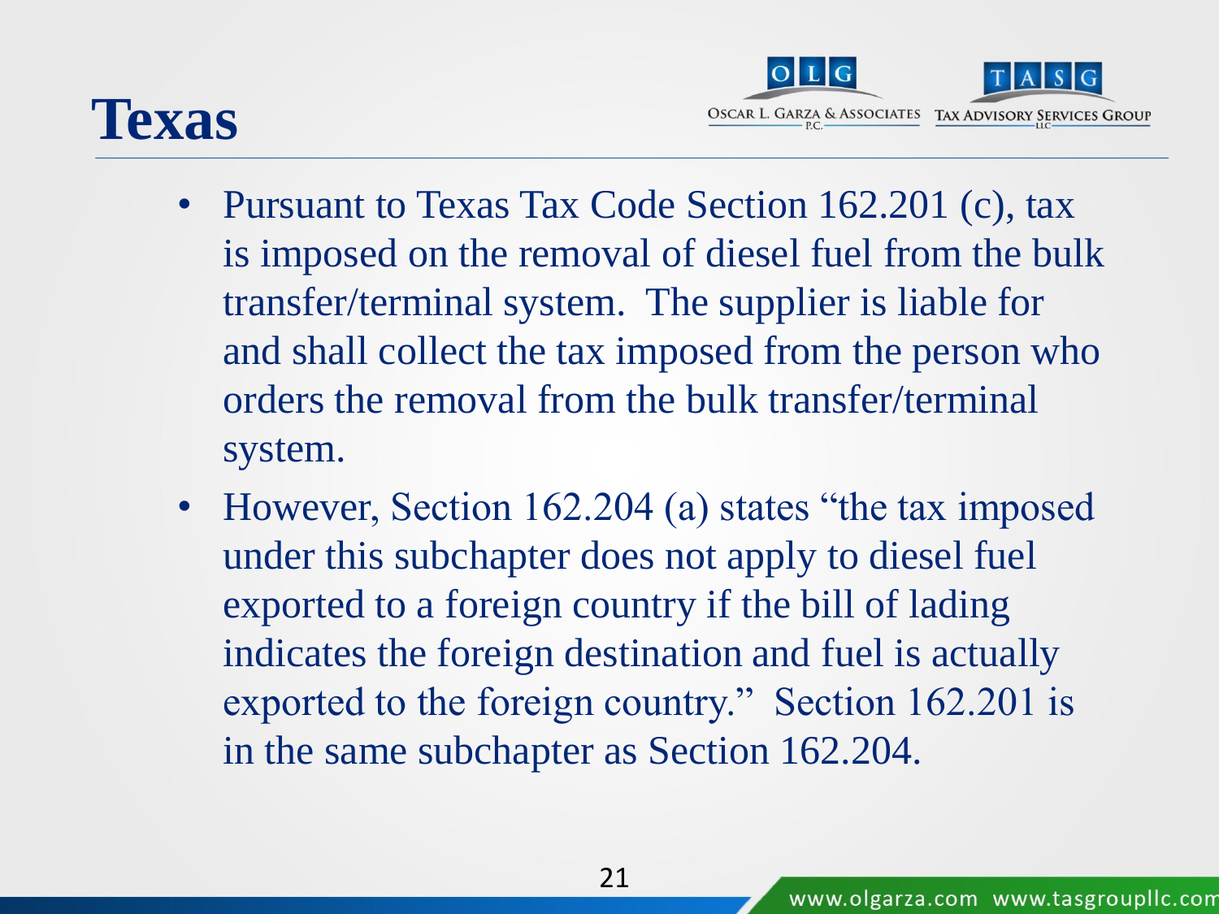# Texas

- Pursuant to Texas Tax Code Section 162.201 (c), tax is imposed on the removal of diesel fuel from the bulk transfer/terminal system. The supplier is liable for and shall collect the tax imposed from the person who orders the removal from the bulk transfer/terminal system.
- However, Section 162.204 (a) states "the tax imposed under this subchapter does not apply to diesel fuel exported to a foreign country if the bill of lading indicates the foreign destination and fuel is actually exported to the foreign country." Section 162.201 is in the same subchapter as Section 162.204.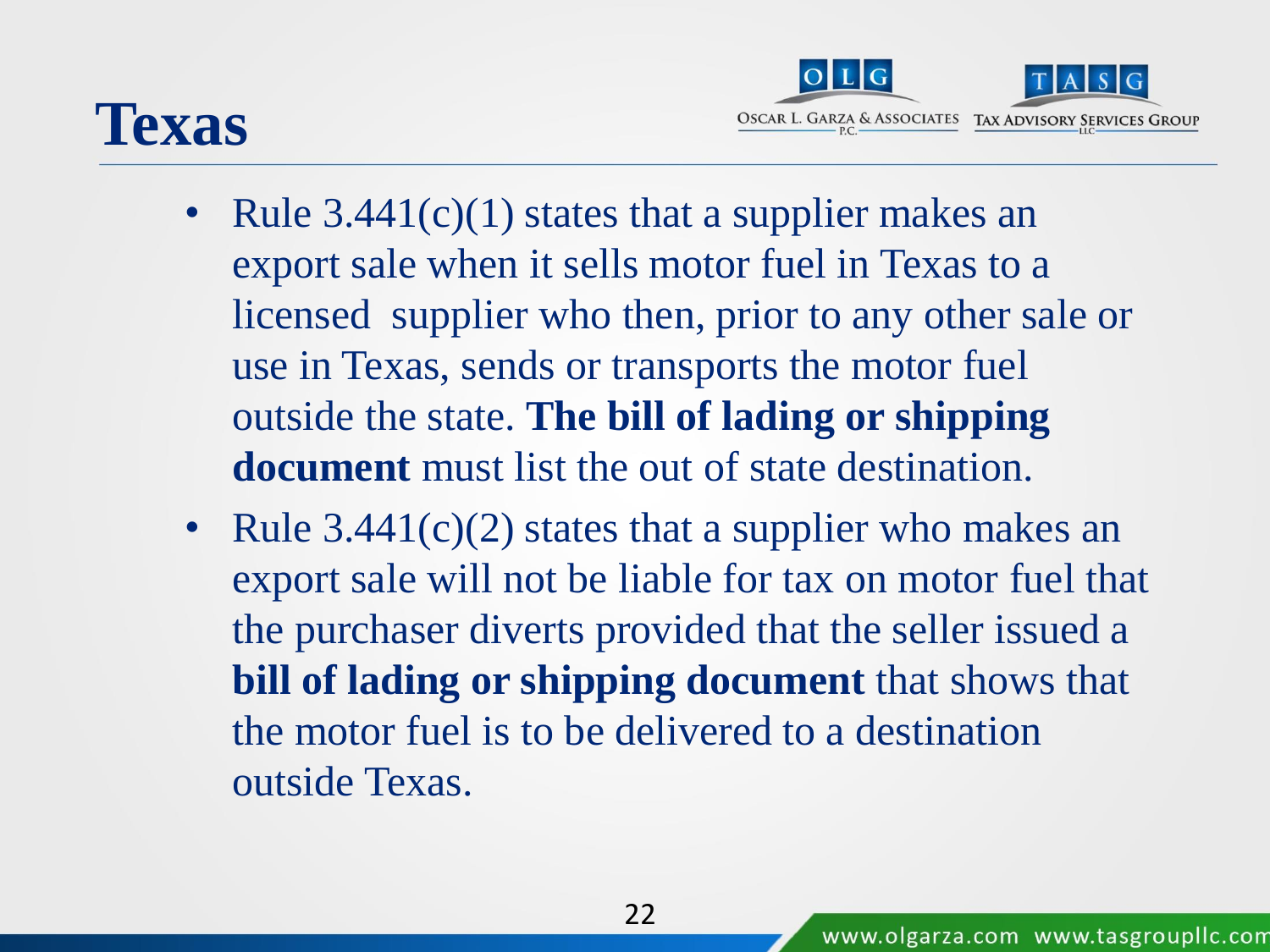# Texas

- Rule 3.441(c)(1) states that a supplier makes an export sale when it sells motor fuel in Texas to a licensed supplier who then, prior to any other sale or use in Texas, sends or transports the motor fuel outside the state. **The bill of lading or shipping document** must list the out of state destination.
- Rule 3.441(c)(2) states that a supplier who makes an export sale will not be liable for tax on motor fuel that the purchaser diverts provided that the seller issued a **bill of lading or shipping document** that shows that the motor fuel is to be delivered to a destination outside Texas.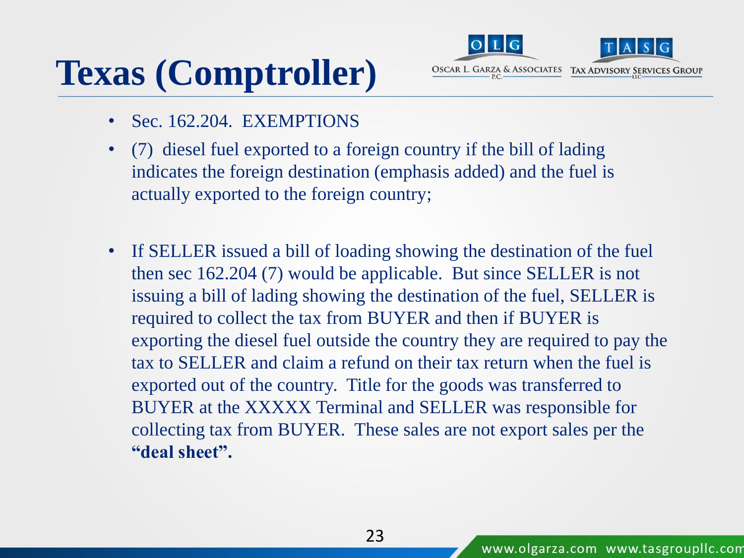# Texas (Comptroller)

- Sec. 162.204. EXEMPTIONS
- (7) diesel fuel exported to a foreign country if the bill of lading indicates the foreign destination (emphasis added) and the fuel is actually exported to the foreign country;

- If SELLER issued a bill of loading showing the destination of the fuel then sec 162.204 (7) would be applicable. But since SELLER is not issuing a bill of lading showing the destination of the fuel, SELLER is required to collect the tax from BUYER and then if BUYER is exporting the diesel fuel outside the country they are required to pay the tax to SELLER and claim a refund on their tax return when the fuel is exported out of the country. Title for the goods was transferred to BUYER at the XXXXX Terminal and SELLER was responsible for collecting tax from BUYER. These sales are not export sales per the **"deal sheet".**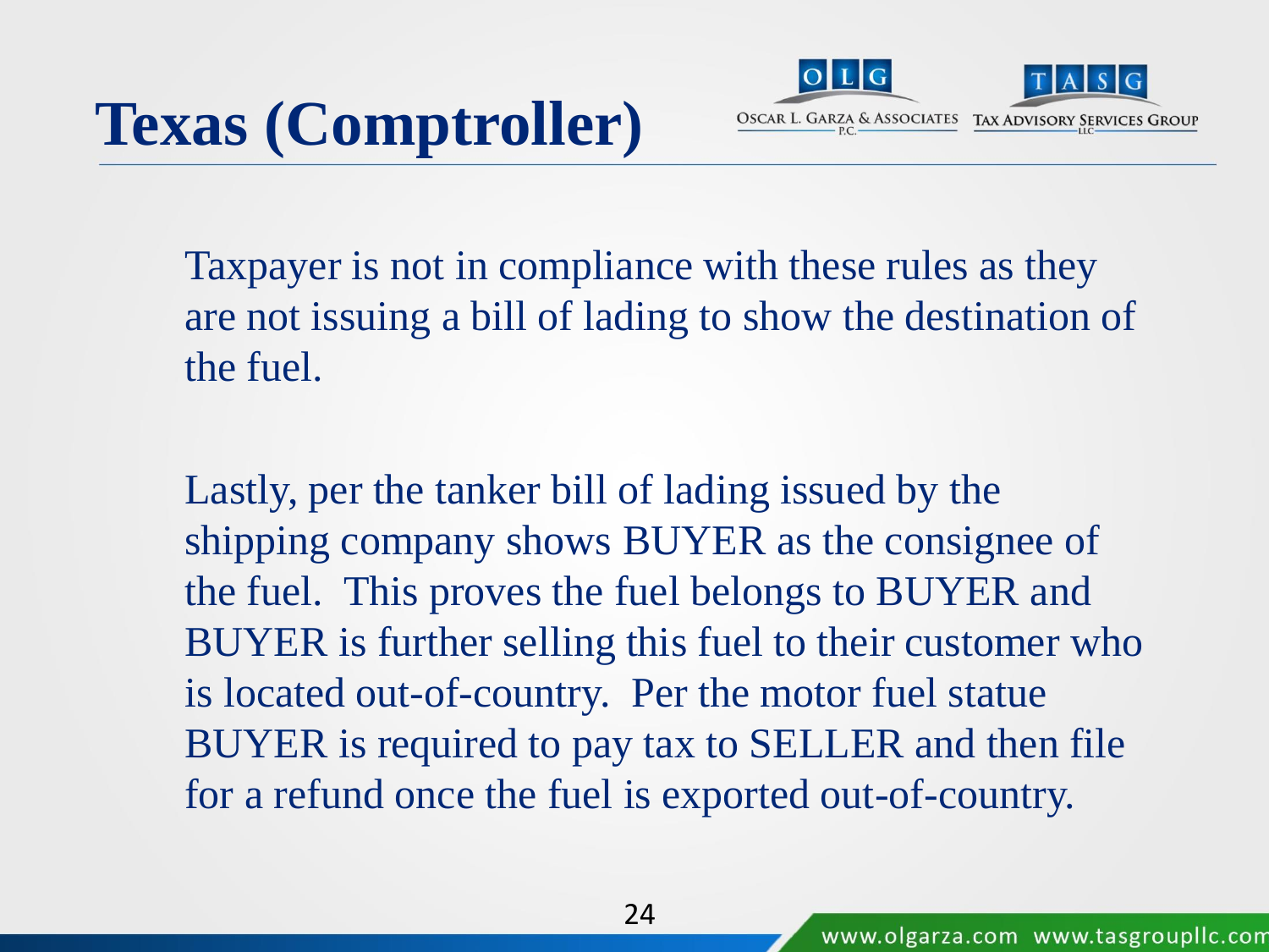# Texas (Comptroller)

Taxpayer is not in compliance with these rules as they are not issuing a bill of lading to show the destination of the fuel.

Lastly, per the tanker bill of lading issued by the shipping company shows BUYER as the consignee of the fuel.  This proves the fuel belongs to BUYER and BUYER is further selling this fuel to their customer who is located out-of-country.  Per the motor fuel statue BUYER is required to pay tax to SELLER and then file for a refund once the fuel is exported out-of-country.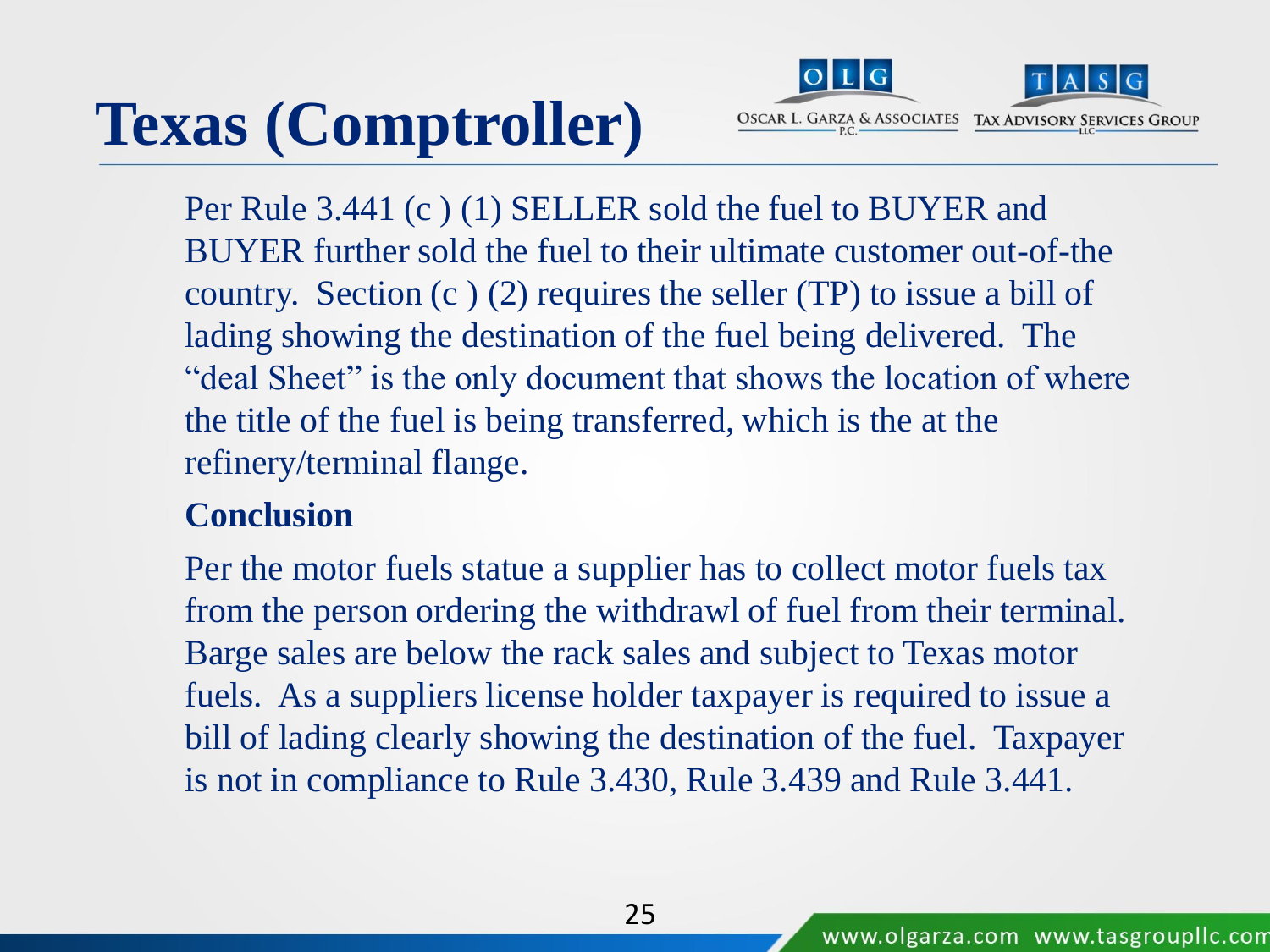# Texas (Comptroller)

Per Rule 3.441 (c ) (1) SELLER sold the fuel to BUYER and BUYER further sold the fuel to their ultimate customer out-of-the country. Section (c ) (2) requires the seller (TP) to issue a bill of lading showing the destination of the fuel being delivered. The "deal Sheet" is the only document that shows the location of where the title of the fuel is being transferred, which is the at the refinery/terminal flange.

**Conclusion**

Per the motor fuels statue a supplier has to collect motor fuels tax from the person ordering the withdrawl of fuel from their terminal. Barge sales are below the rack sales and subject to Texas motor fuels. As a suppliers license holder taxpayer is required to issue a bill of lading clearly showing the destination of the fuel. Taxpayer is not in compliance to Rule 3.430, Rule 3.439 and Rule 3.441.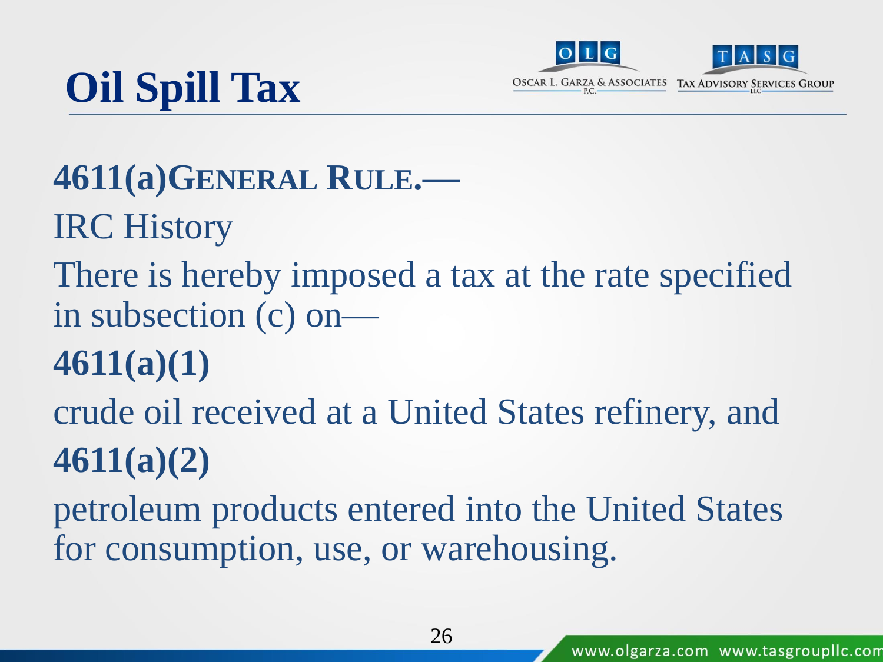# Oil Spill Tax

**4611(a)GENERAL RULE.—**

IRC History

There is hereby imposed a tax at the rate specified in subsection (c) on—

**4611(a)(1)**

crude oil received at a United States refinery, and

**4611(a)(2)**

petroleum products entered into the United States for consumption, use, or warehousing.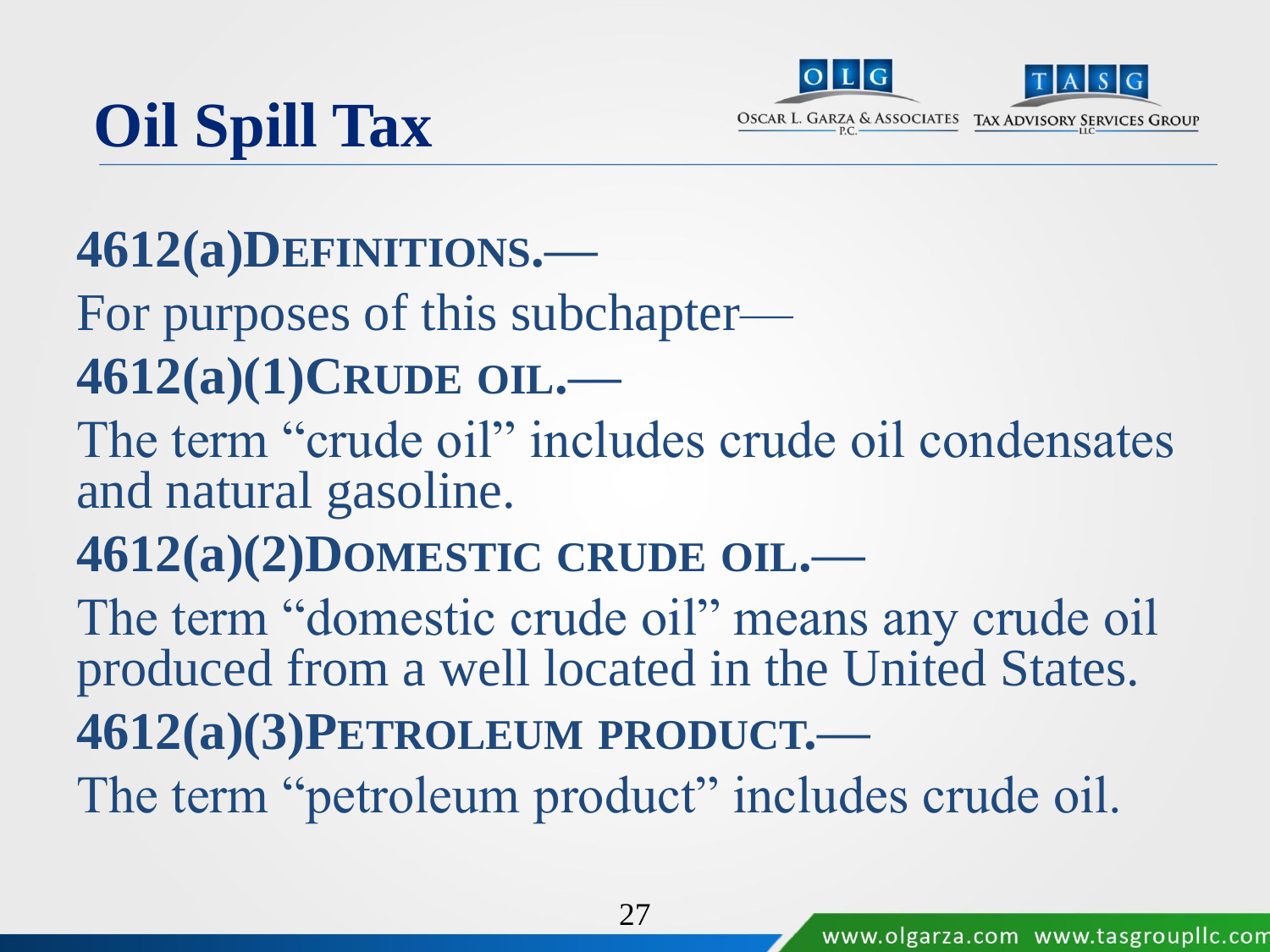# Oil Spill Tax

**4612(a) DEFINITIONS.—**

For purposes of this subchapter—

**4612(a)(1) CRUDE OIL.—**

The term "crude oil" includes crude oil condensates and natural gasoline.

**4612(a)(2) DOMESTIC CRUDE OIL.—**

The term "domestic crude oil" means any crude oil produced from a well located in the United States.

**4612(a)(3) PETROLEUM PRODUCT.—**

The term "petroleum product" includes crude oil.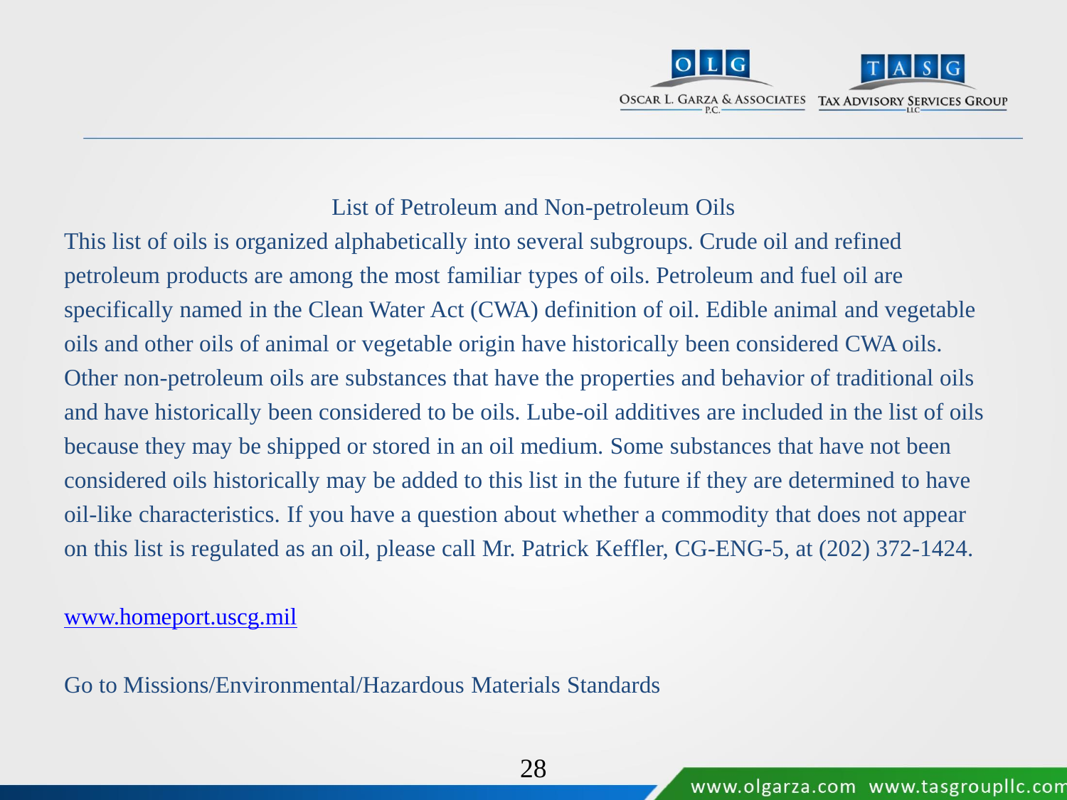## List of Petroleum and Non-petroleum Oils

This list of oils is organized alphabetically into several subgroups. Crude oil and refined petroleum products are among the most familiar types of oils. Petroleum and fuel oil are specifically named in the Clean Water Act (CWA) definition of oil. Edible animal and vegetable oils and other oils of animal or vegetable origin have historically been considered CWA oils. Other non-petroleum oils are substances that have the properties and behavior of traditional oils and have historically been considered to be oils. Lube-oil additives are included in the list of oils because they may be shipped or stored in an oil medium. Some substances that have not been considered oils historically may be added to this list in the future if they are determined to have oil-like characteristics. If you have a question about whether a commodity that does not appear on this list is regulated as an oil, please call Mr. Patrick Keffler, CG-ENG-5, at (202) 372-1424.

[www.homeport.uscg.mil](http://www.homeport.uscg.mil)

Go to Missions/Environmental/Hazardous Materials Standards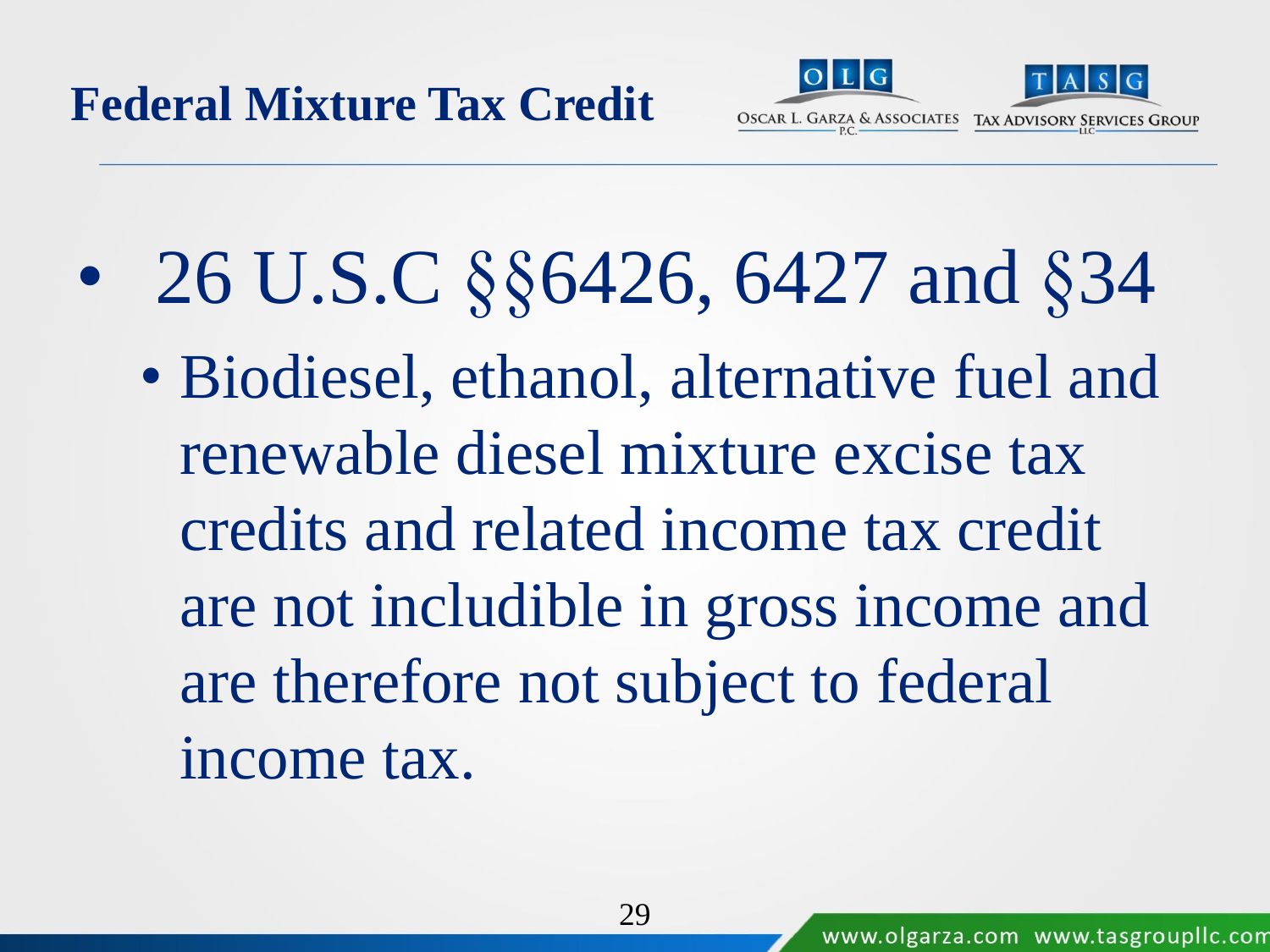# Federal Mixture Tax Credit

- 26 U.S.C §§6426, 6427 and §34
  - Biodiesel, ethanol, alternative fuel and renewable diesel mixture excise tax credits and related income tax credit are not includible in gross income and are therefore not subject to federal income tax.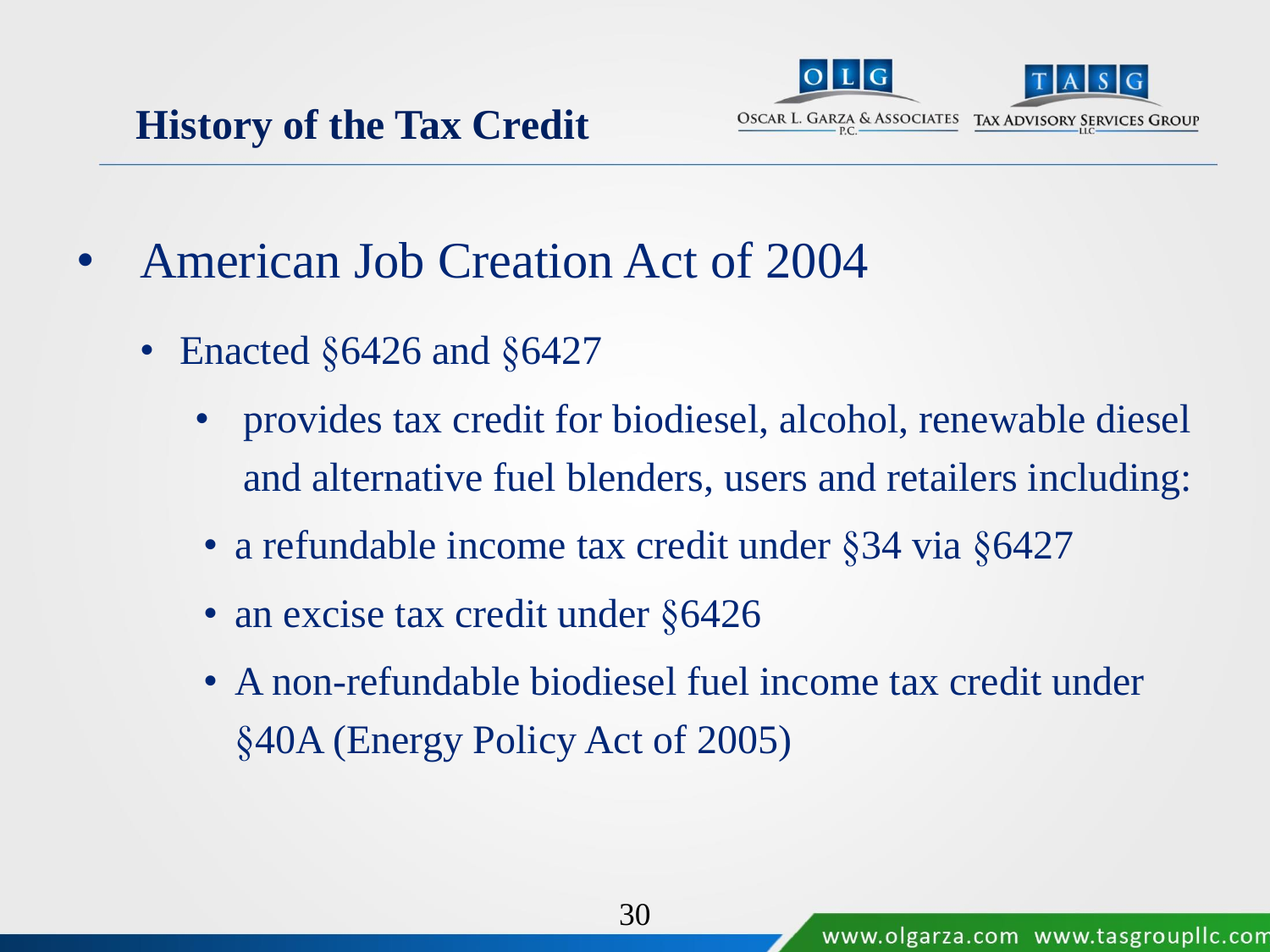## History of the Tax Credit

- American Job Creation Act of 2004
  - Enacted §6426 and §6427
    - provides tax credit for biodiesel, alcohol, renewable diesel and alternative fuel blenders, users and retailers including:
    - a refundable income tax credit under §34 via §6427
    - an excise tax credit under §6426
    - A non-refundable biodiesel fuel income tax credit under §40A (Energy Policy Act of 2005)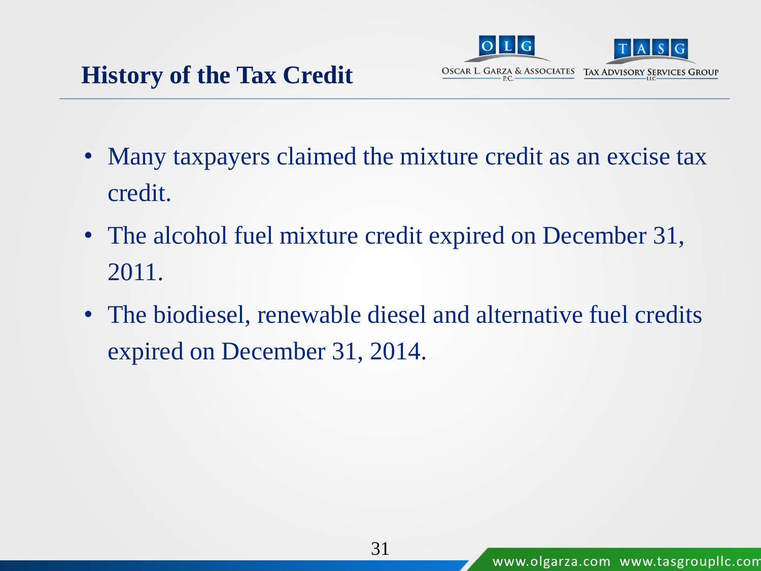## History of the Tax Credit

- Many taxpayers claimed the mixture credit as an excise tax credit.
- The alcohol fuel mixture credit expired on December 31, 2011.
- The biodiesel, renewable diesel and alternative fuel credits expired on December 31, 2014.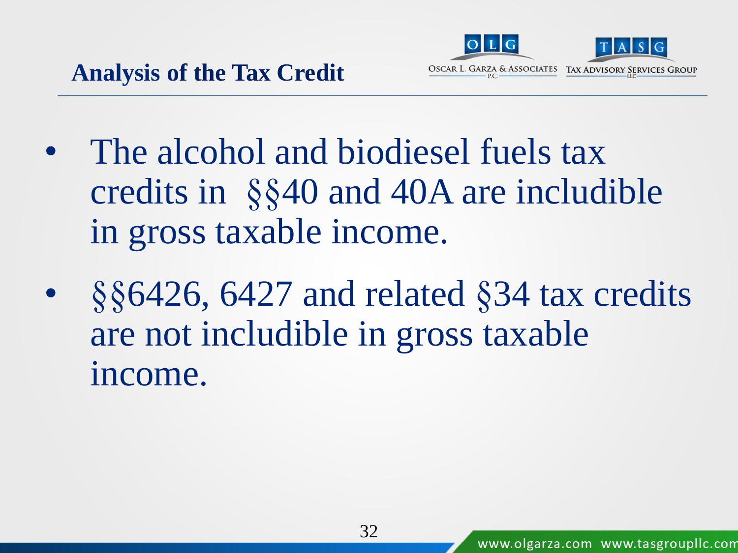## Analysis of the Tax Credit

- The alcohol and biodiesel fuels tax credits in §§40 and 40A are includible in gross taxable income.
- §§6426, 6427 and related §34 tax credits are not includible in gross taxable income.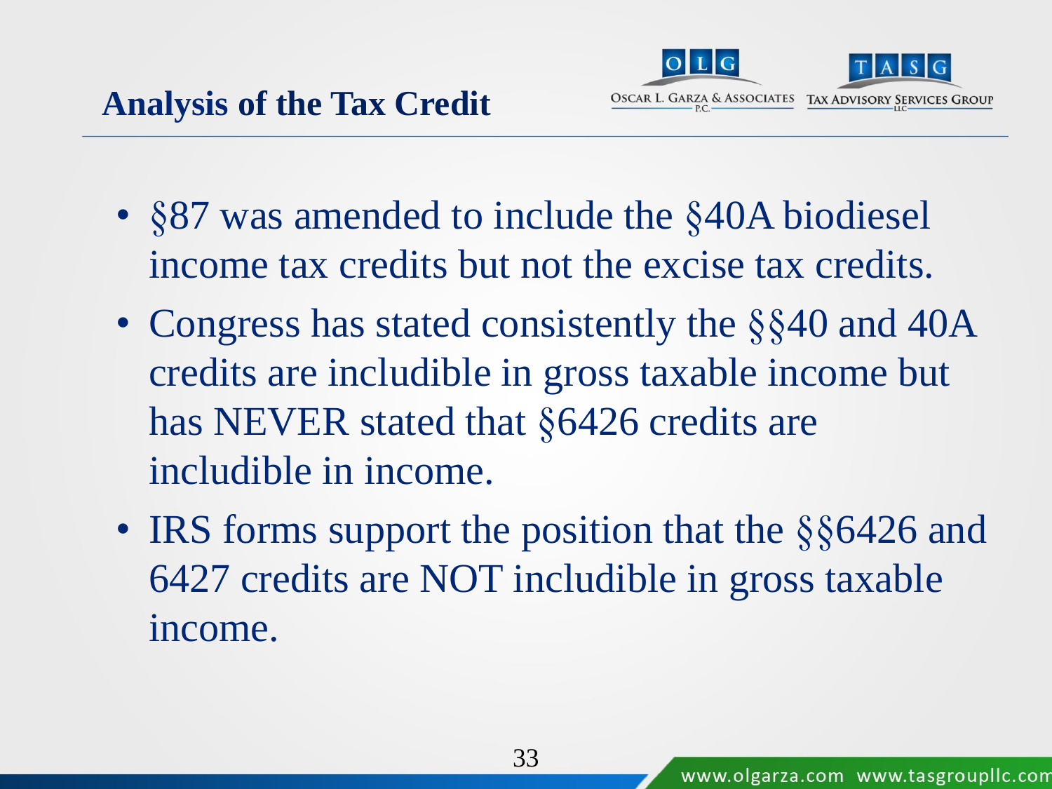## Analysis of the Tax Credit

- §87 was amended to include the §40A biodiesel income tax credits but not the excise tax credits.
- Congress has stated consistently the §§40 and 40A credits are includible in gross taxable income but has NEVER stated that §6426 credits are includible in income.
- IRS forms support the position that the §§6426 and 6427 credits are NOT includible in gross taxable income.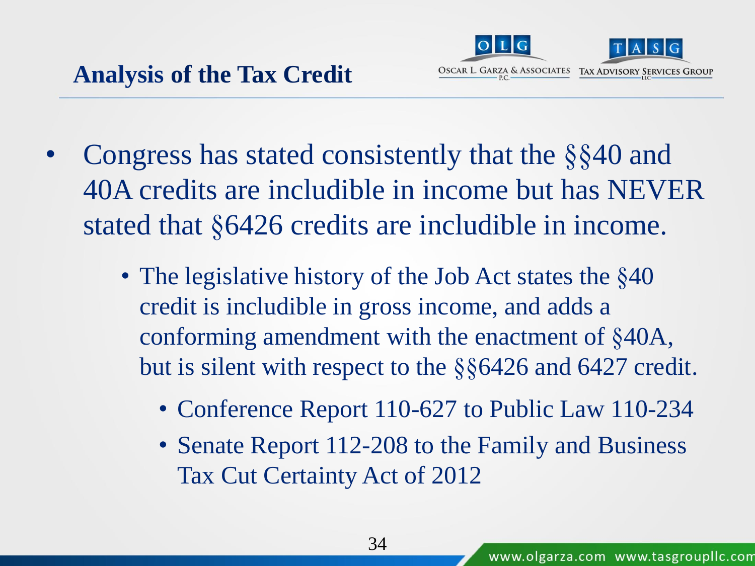## Analysis of the Tax Credit

- Congress has stated consistently that the §§40 and 40A credits are includible in income but has NEVER stated that §6426 credits are includible in income.
  - The legislative history of the Job Act states the §40 credit is includible in gross income, and adds a conforming amendment with the enactment of §40A, but is silent with respect to the §§6426 and 6427 credit.
    - Conference Report 110-627 to Public Law 110-234
    - Senate Report 112-208 to the Family and Business Tax Cut Certainty Act of 2012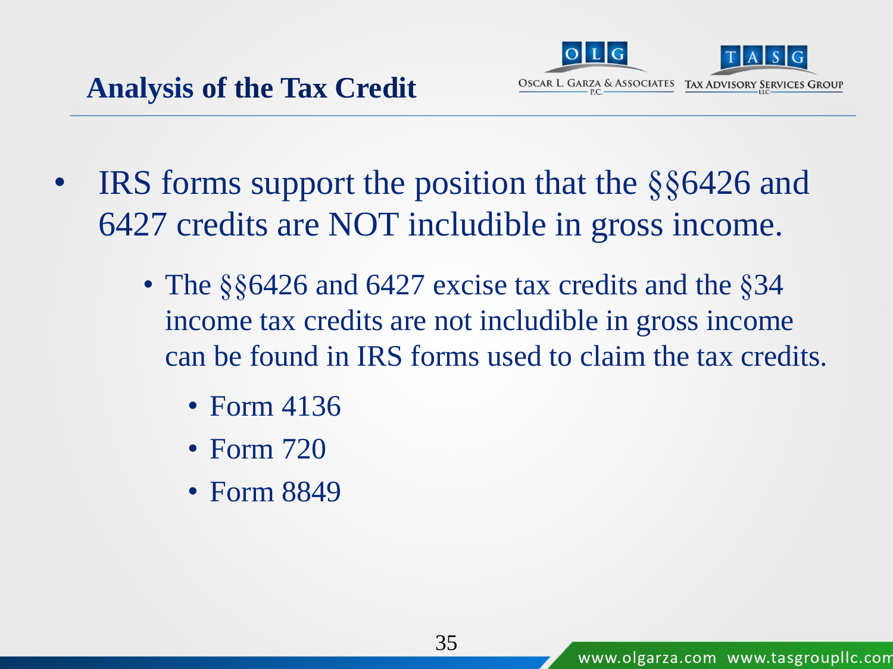## Analysis of the Tax Credit

- IRS forms support the position that the §§6426 and 6427 credits are NOT includible in gross income.
  - The §§6426 and 6427 excise tax credits and the §34 income tax credits are not includible in gross income can be found in IRS forms used to claim the tax credits.
    - Form 4136
    - Form 720
    - Form 8849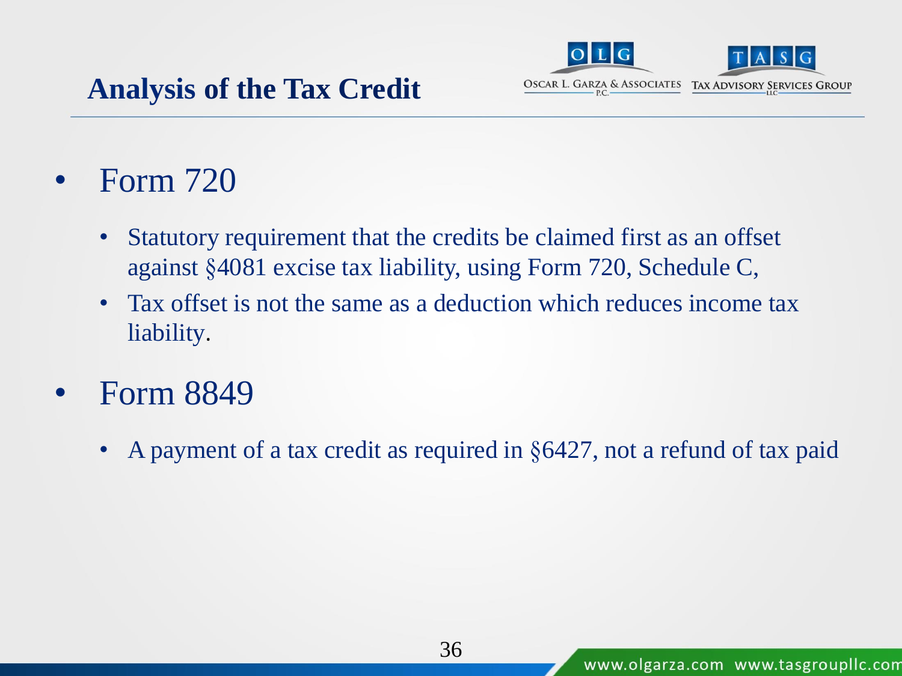# Analysis of the Tax Credit

- Form 720
  - Statutory requirement that the credits be claimed first as an offset against §4081 excise tax liability, using Form 720, Schedule C,
  - Tax offset is not the same as a deduction which reduces income tax liability.
- Form 8849
  - A payment of a tax credit as required in §6427, not a refund of tax paid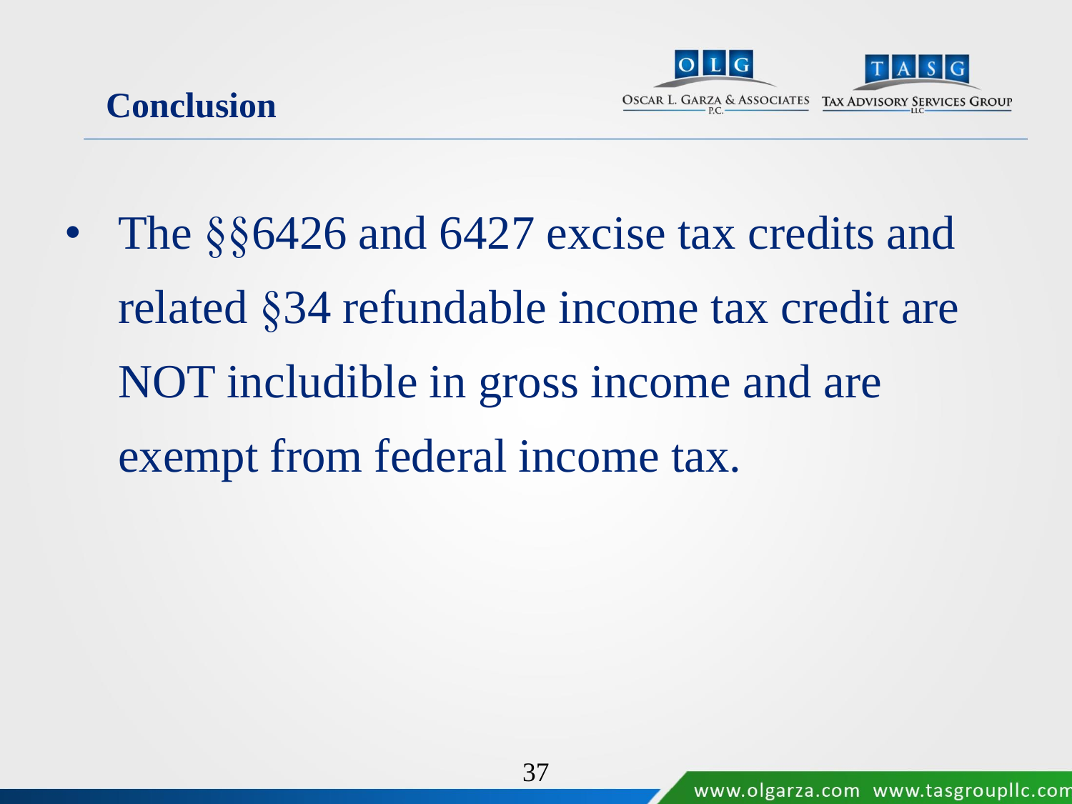## Conclusion

- The §§6426 and 6427 excise tax credits and related §34 refundable income tax credit are NOT includible in gross income and are exempt from federal income tax.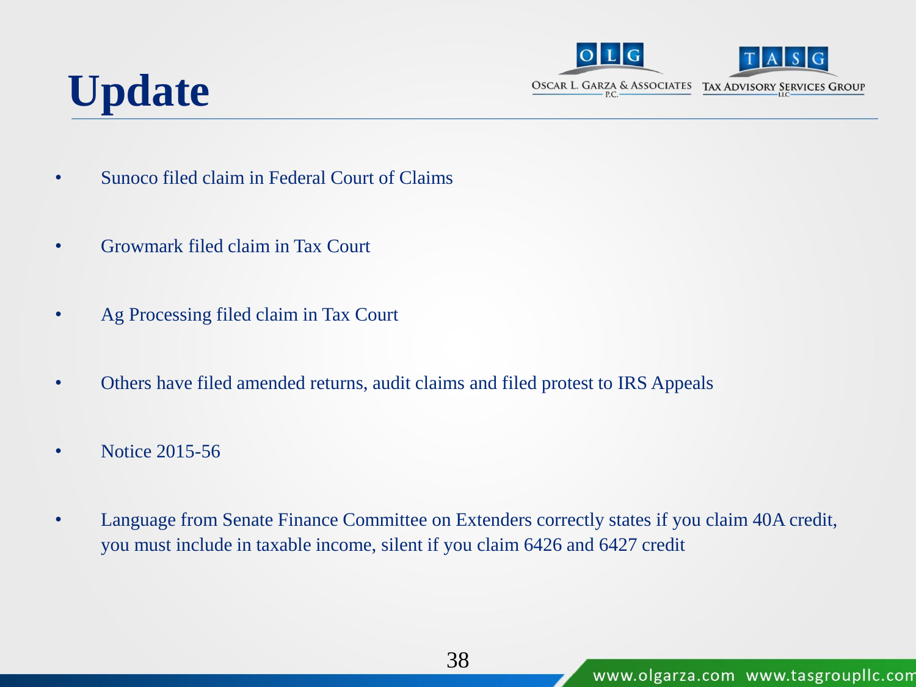# Update

- Sunoco filed claim in Federal Court of Claims
- Growmark filed claim in Tax Court
- Ag Processing filed claim in Tax Court
- Others have filed amended returns, audit claims and filed protest to IRS Appeals
- Notice 2015-56
- Language from Senate Finance Committee on Extenders correctly states if you claim 40A credit, you must include in taxable income, silent if you claim 6426 and 6427 credit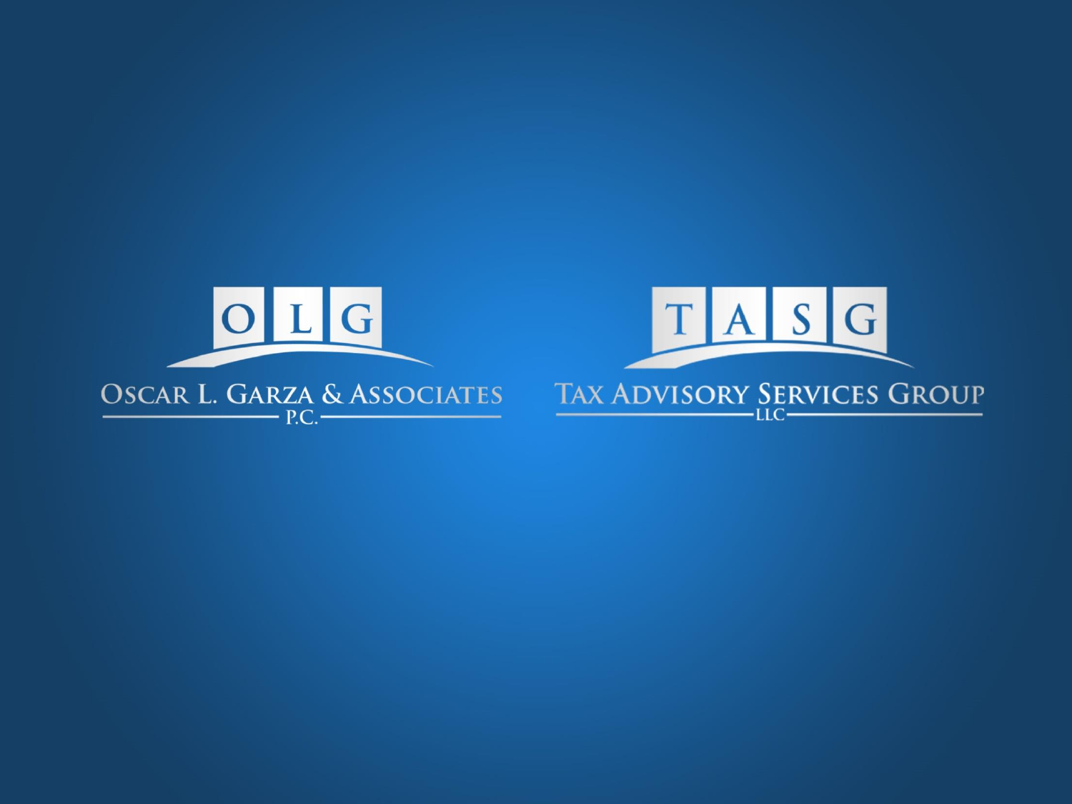OLG

Oscar L. Garza & Associates

P.C.

TASG

Tax Advisory Services Group

LLC